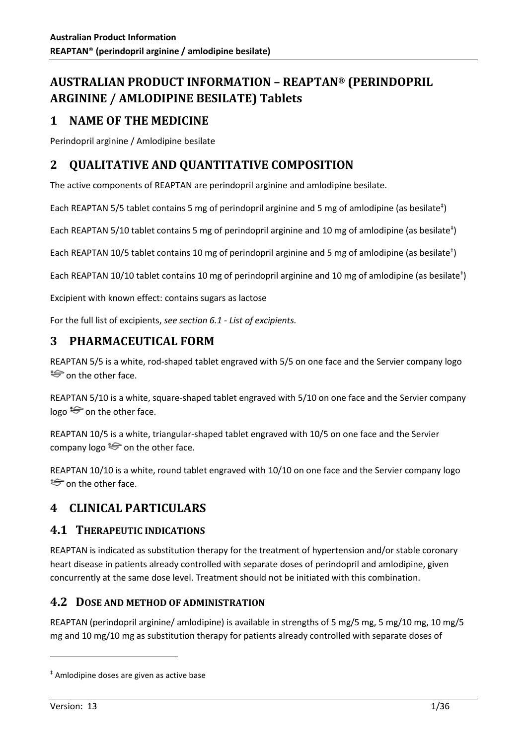# AUSTRALIAN PRODUCT INFORMATION – REAPTAN® (PERINDOPRIL ARGININE / AMLODIPINE BESILATE) Tablets

## 1 NAME OF THE MEDICINE

Perindopril arginine / Amlodipine besilate

## 2 QUALITATIVE AND QUANTITATIVE COMPOSITION

The active components of REAPTAN are perindopril arginine and amlodipine besilate.

Each REAPTAN 5/5 tablet contains 5 mg of perindopril arginine and 5 mg of amlodipine (as besilate[‡])

Each REAPTAN 5/10 tablet contains 5 mg of perindopril arginine and 10 mg of amlodipine (as besilate[‡])

Each REAPTAN 10/5 tablet contains 10 mg of perindopril arginine and 5 mg of amlodipine (as besilate[‡])

Each REAPTAN 10/10 tablet contains 10 mg of perindopril arginine and 10 mg of amlodipine (as besilate[‡])

Excipient with known effect: contains sugars as lactose

For the full list of excipients, *see section 6.1 - List of excipients.*

## 3 PHARMACEUTICAL FORM

REAPTAN 5/5 is a white, rod-shaped tablet engraved with 5/5 on one face and the Servier company logo on the other face.

REAPTAN 5/10 is a white, square-shaped tablet engraved with 5/10 on one face and the Servier company logo on the other face.

REAPTAN 10/5 is a white, triangular-shaped tablet engraved with 10/5 on one face and the Servier company logo on the other face.

REAPTAN 10/10 is a white, round tablet engraved with 10/10 on one face and the Servier company logo on the other face.

## 4 CLINICAL PARTICULARS

### 4.1 THERAPEUTIC INDICATIONS

REAPTAN is indicated as substitution therapy for the treatment of hypertension and/or stable coronary heart disease in patients already controlled with separate doses of perindopril and amlodipine, given concurrently at the same dose level. Treatment should not be initiated with this combination.

### 4.2 DOSE AND METHOD OF ADMINISTRATION

REAPTAN (perindopril arginine/ amlodipine) is available in strengths of 5 mg/5 mg, 5 mg/10 mg, 10 mg/5 mg and 10 mg/10 mg as substitution therapy for patients already controlled with separate doses of

[‡] Amlodipine doses are given as active base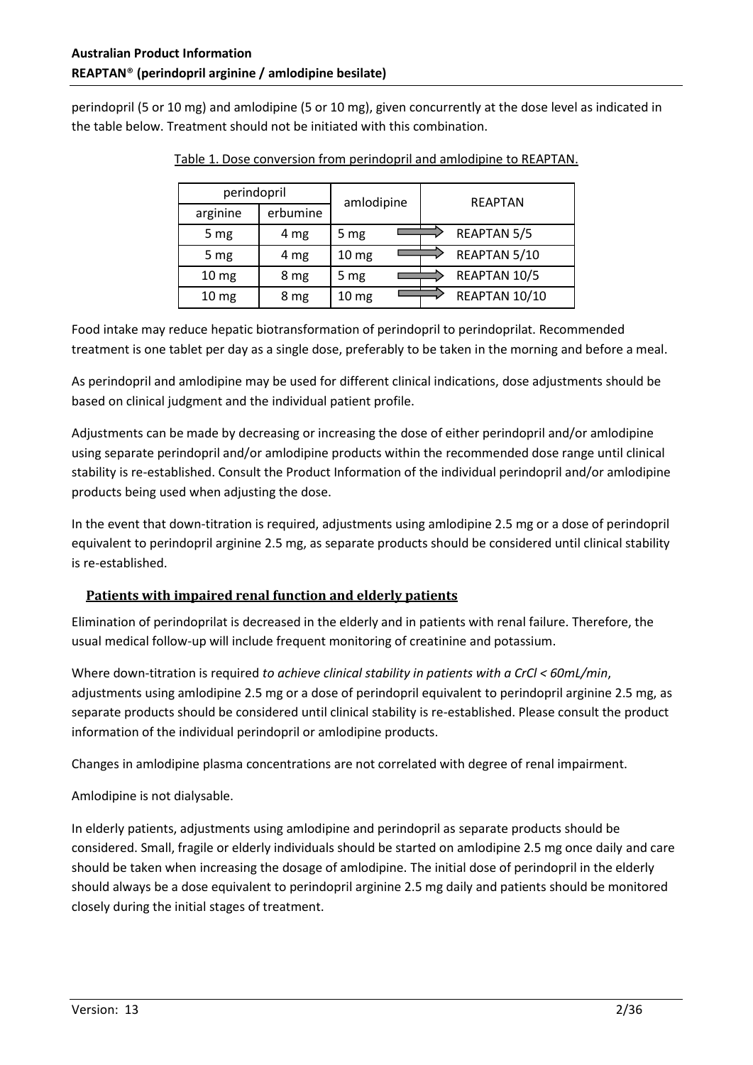perindopril (5 or 10 mg) and amlodipine (5 or 10 mg), given concurrently at the dose level as indicated in the table below. Treatment should not be initiated with this combination.

Table 1. Dose conversion from perindopril and amlodipine to REAPTAN.

| perindopril | | amlodipine | REAPTAN |
|---|---|---|---|
| arginine | erbumine | | |
| 5 mg | 4 mg | 5 mg | REAPTAN 5/5 |
| 5 mg | 4 mg | 10 mg | REAPTAN 5/10 |
| 10 mg | 8 mg | 5 mg | REAPTAN 10/5 |
| 10 mg | 8 mg | 10 mg | REAPTAN 10/10 |

Food intake may reduce hepatic biotransformation of perindopril to perindoprilat. Recommended treatment is one tablet per day as a single dose, preferably to be taken in the morning and before a meal.

As perindopril and amlodipine may be used for different clinical indications, dose adjustments should be based on clinical judgment and the individual patient profile.

Adjustments can be made by decreasing or increasing the dose of either perindopril and/or amlodipine using separate perindopril and/or amlodipine products within the recommended dose range until clinical stability is re-established. Consult the Product Information of the individual perindopril and/or amlodipine products being used when adjusting the dose.

In the event that down-titration is required, adjustments using amlodipine 2.5 mg or a dose of perindopril equivalent to perindopril arginine 2.5 mg, as separate products should be considered until clinical stability is re-established.

### Patients with impaired renal function and elderly patients

Elimination of perindoprilat is decreased in the elderly and in patients with renal failure. Therefore, the usual medical follow-up will include frequent monitoring of creatinine and potassium.

Where down-titration is required *to achieve clinical stability in patients with a CrCl < 60mL/min*, adjustments using amlodipine 2.5 mg or a dose of perindopril equivalent to perindopril arginine 2.5 mg, as separate products should be considered until clinical stability is re-established. Please consult the product information of the individual perindopril or amlodipine products.

Changes in amlodipine plasma concentrations are not correlated with degree of renal impairment.

Amlodipine is not dialysable.

In elderly patients, adjustments using amlodipine and perindopril as separate products should be considered. Small, fragile or elderly individuals should be started on amlodipine 2.5 mg once daily and care should be taken when increasing the dosage of amlodipine. The initial dose of perindopril in the elderly should always be a dose equivalent to perindopril arginine 2.5 mg daily and patients should be monitored closely during the initial stages of treatment.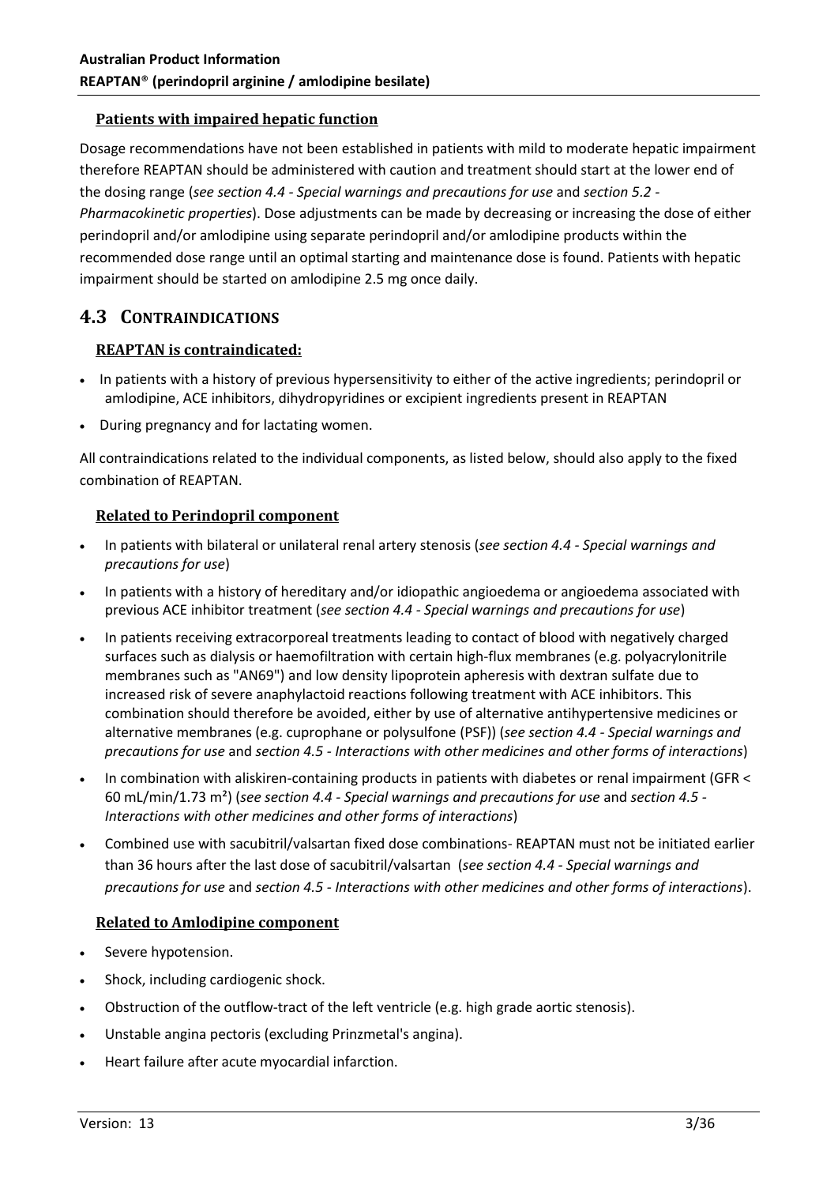### Patients with impaired hepatic function

Dosage recommendations have not been established in patients with mild to moderate hepatic impairment therefore REAPTAN should be administered with caution and treatment should start at the lower end of the dosing range (*see section 4.4 - Special warnings and precautions for use* and *section 5.2 - Pharmacokinetic properties*). Dose adjustments can be made by decreasing or increasing the dose of either perindopril and/or amlodipine using separate perindopril and/or amlodipine products within the recommended dose range until an optimal starting and maintenance dose is found. Patients with hepatic impairment should be started on amlodipine 2.5 mg once daily.

## 4.3 CONTRAINDICATIONS

### REAPTAN is contraindicated:

- In patients with a history of previous hypersensitivity to either of the active ingredients; perindopril or amlodipine, ACE inhibitors, dihydropyridines or excipient ingredients present in REAPTAN
- During pregnancy and for lactating women.

All contraindications related to the individual components, as listed below, should also apply to the fixed combination of REAPTAN.

### Related to Perindopril component

- In patients with bilateral or unilateral renal artery stenosis (*see section 4.4 - Special warnings and precautions for use*)
- In patients with a history of hereditary and/or idiopathic angioedema or angioedema associated with previous ACE inhibitor treatment (*see section 4.4 - Special warnings and precautions for use*)
- In patients receiving extracorporeal treatments leading to contact of blood with negatively charged surfaces such as dialysis or haemofiltration with certain high-flux membranes (e.g. polyacrylonitrile membranes such as "AN69") and low density lipoprotein apheresis with dextran sulfate due to increased risk of severe anaphylactoid reactions following treatment with ACE inhibitors. This combination should therefore be avoided, either by use of alternative antihypertensive medicines or alternative membranes (e.g. cuprophane or polysulfone (PSF)) (*see section 4.4 - Special warnings and precautions for use* and *section 4.5 - Interactions with other medicines and other forms of interactions*)
- In combination with aliskiren-containing products in patients with diabetes or renal impairment (GFR < 60 mL/min/1.73 m²) (*see section 4.4 - Special warnings and precautions for use* and *section 4.5 - Interactions with other medicines and other forms of interactions*)
- Combined use with sacubitril/valsartan fixed dose combinations- REAPTAN must not be initiated earlier than 36 hours after the last dose of sacubitril/valsartan (*see section 4.4 - Special warnings and precautions for use* and *section 4.5 - Interactions with other medicines and other forms of interactions*).

### Related to Amlodipine component

- Severe hypotension.
- Shock, including cardiogenic shock.
- Obstruction of the outflow-tract of the left ventricle (e.g. high grade aortic stenosis).
- Unstable angina pectoris (excluding Prinzmetal's angina).
- Heart failure after acute myocardial infarction.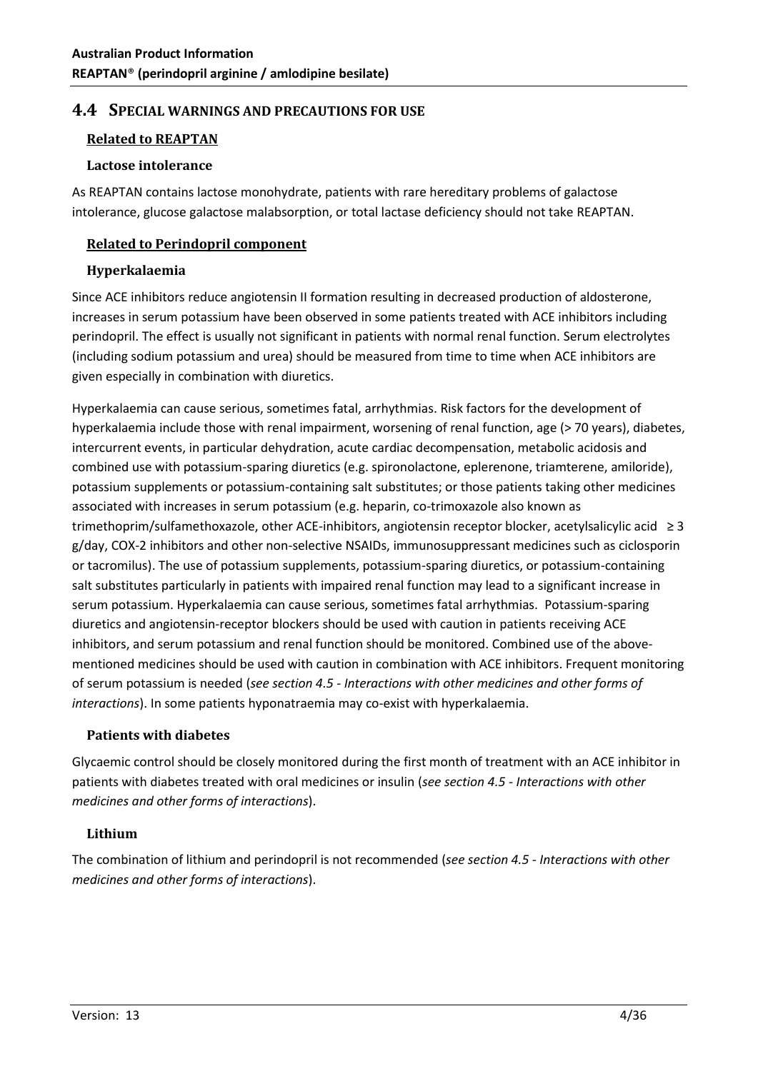## 4.4 SPECIAL WARNINGS AND PRECAUTIONS FOR USE

### Related to REAPTAN

#### Lactose intolerance

As REAPTAN contains lactose monohydrate, patients with rare hereditary problems of galactose intolerance, glucose galactose malabsorption, or total lactase deficiency should not take REAPTAN.

### Related to Perindopril component

#### Hyperkalaemia

Since ACE inhibitors reduce angiotensin II formation resulting in decreased production of aldosterone, increases in serum potassium have been observed in some patients treated with ACE inhibitors including perindopril. The effect is usually not significant in patients with normal renal function. Serum electrolytes (including sodium potassium and urea) should be measured from time to time when ACE inhibitors are given especially in combination with diuretics.

Hyperkalaemia can cause serious, sometimes fatal, arrhythmias. Risk factors for the development of hyperkalaemia include those with renal impairment, worsening of renal function, age (> 70 years), diabetes, intercurrent events, in particular dehydration, acute cardiac decompensation, metabolic acidosis and combined use with potassium-sparing diuretics (e.g. spironolactone, eplerenone, triamterene, amiloride), potassium supplements or potassium-containing salt substitutes; or those patients taking other medicines associated with increases in serum potassium (e.g. heparin, co-trimoxazole also known as trimethoprim/sulfamethoxazole, other ACE-inhibitors, angiotensin receptor blocker, acetylsalicylic acid ≥ 3 g/day, COX-2 inhibitors and other non-selective NSAIDs, immunosuppressant medicines such as ciclosporin or tacromilus). The use of potassium supplements, potassium-sparing diuretics, or potassium-containing salt substitutes particularly in patients with impaired renal function may lead to a significant increase in serum potassium. Hyperkalaemia can cause serious, sometimes fatal arrhythmias. Potassium-sparing diuretics and angiotensin-receptor blockers should be used with caution in patients receiving ACE inhibitors, and serum potassium and renal function should be monitored. Combined use of the above-mentioned medicines should be used with caution in combination with ACE inhibitors. Frequent monitoring of serum potassium is needed (*see section 4.5 - Interactions with other medicines and other forms of interactions*). In some patients hyponatraemia may co-exist with hyperkalaemia.

#### Patients with diabetes

Glycaemic control should be closely monitored during the first month of treatment with an ACE inhibitor in patients with diabetes treated with oral medicines or insulin (*see section 4.5 - Interactions with other medicines and other forms of interactions*).

#### Lithium

The combination of lithium and perindopril is not recommended (*see section 4.5 - Interactions with other medicines and other forms of interactions*).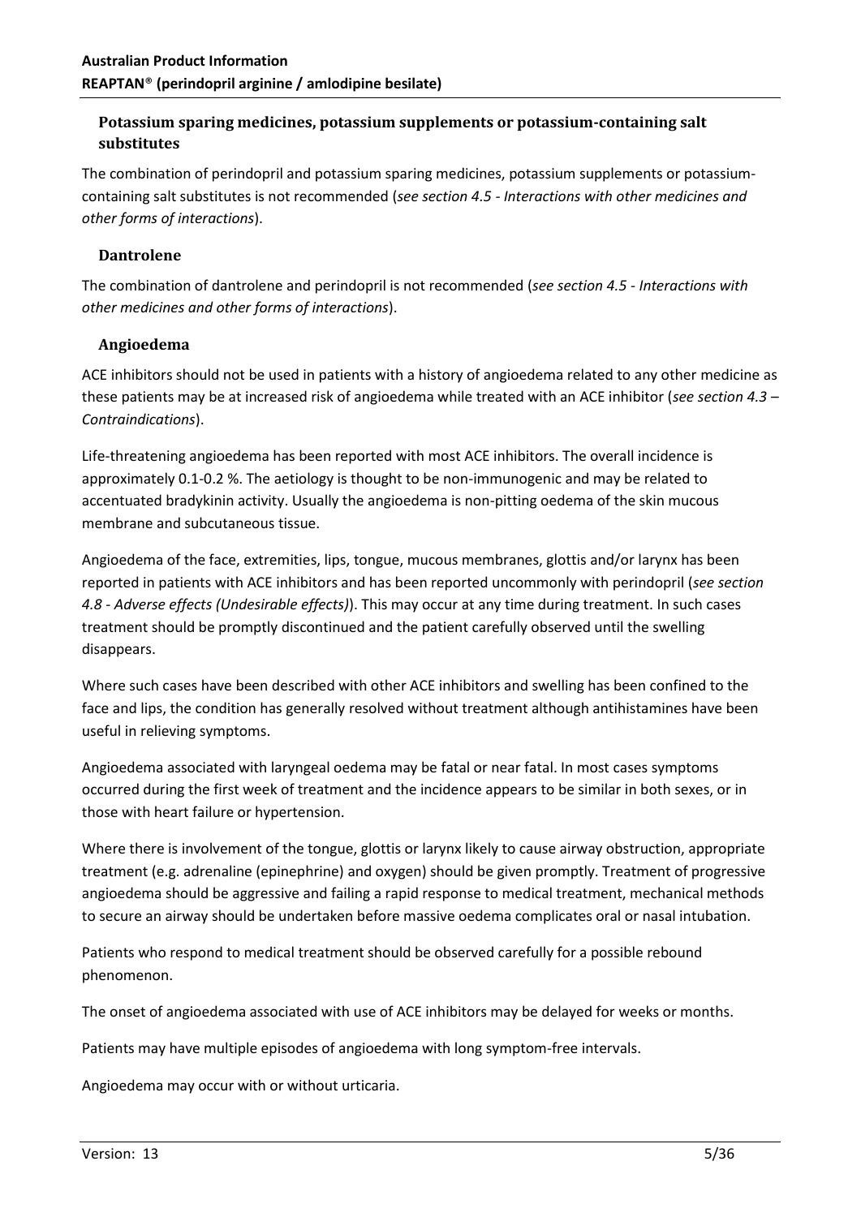### Potassium sparing medicines, potassium supplements or potassium-containing salt substitutes

The combination of perindopril and potassium sparing medicines, potassium supplements or potassium-containing salt substitutes is not recommended (*see section 4.5 - Interactions with other medicines and other forms of interactions*).

### Dantrolene

The combination of dantrolene and perindopril is not recommended (*see section 4.5 - Interactions with other medicines and other forms of interactions*).

### Angioedema

ACE inhibitors should not be used in patients with a history of angioedema related to any other medicine as these patients may be at increased risk of angioedema while treated with an ACE inhibitor (*see section 4.3 – Contraindications*).

Life-threatening angioedema has been reported with most ACE inhibitors. The overall incidence is approximately 0.1-0.2 %. The aetiology is thought to be non-immunogenic and may be related to accentuated bradykinin activity. Usually the angioedema is non-pitting oedema of the skin mucous membrane and subcutaneous tissue.

Angioedema of the face, extremities, lips, tongue, mucous membranes, glottis and/or larynx has been reported in patients with ACE inhibitors and has been reported uncommonly with perindopril (*see section 4.8 - Adverse effects (Undesirable effects)*). This may occur at any time during treatment. In such cases treatment should be promptly discontinued and the patient carefully observed until the swelling disappears.

Where such cases have been described with other ACE inhibitors and swelling has been confined to the face and lips, the condition has generally resolved without treatment although antihistamines have been useful in relieving symptoms.

Angioedema associated with laryngeal oedema may be fatal or near fatal. In most cases symptoms occurred during the first week of treatment and the incidence appears to be similar in both sexes, or in those with heart failure or hypertension.

Where there is involvement of the tongue, glottis or larynx likely to cause airway obstruction, appropriate treatment (e.g. adrenaline (epinephrine) and oxygen) should be given promptly. Treatment of progressive angioedema should be aggressive and failing a rapid response to medical treatment, mechanical methods to secure an airway should be undertaken before massive oedema complicates oral or nasal intubation.

Patients who respond to medical treatment should be observed carefully for a possible rebound phenomenon.

The onset of angioedema associated with use of ACE inhibitors may be delayed for weeks or months.

Patients may have multiple episodes of angioedema with long symptom-free intervals.

Angioedema may occur with or without urticaria.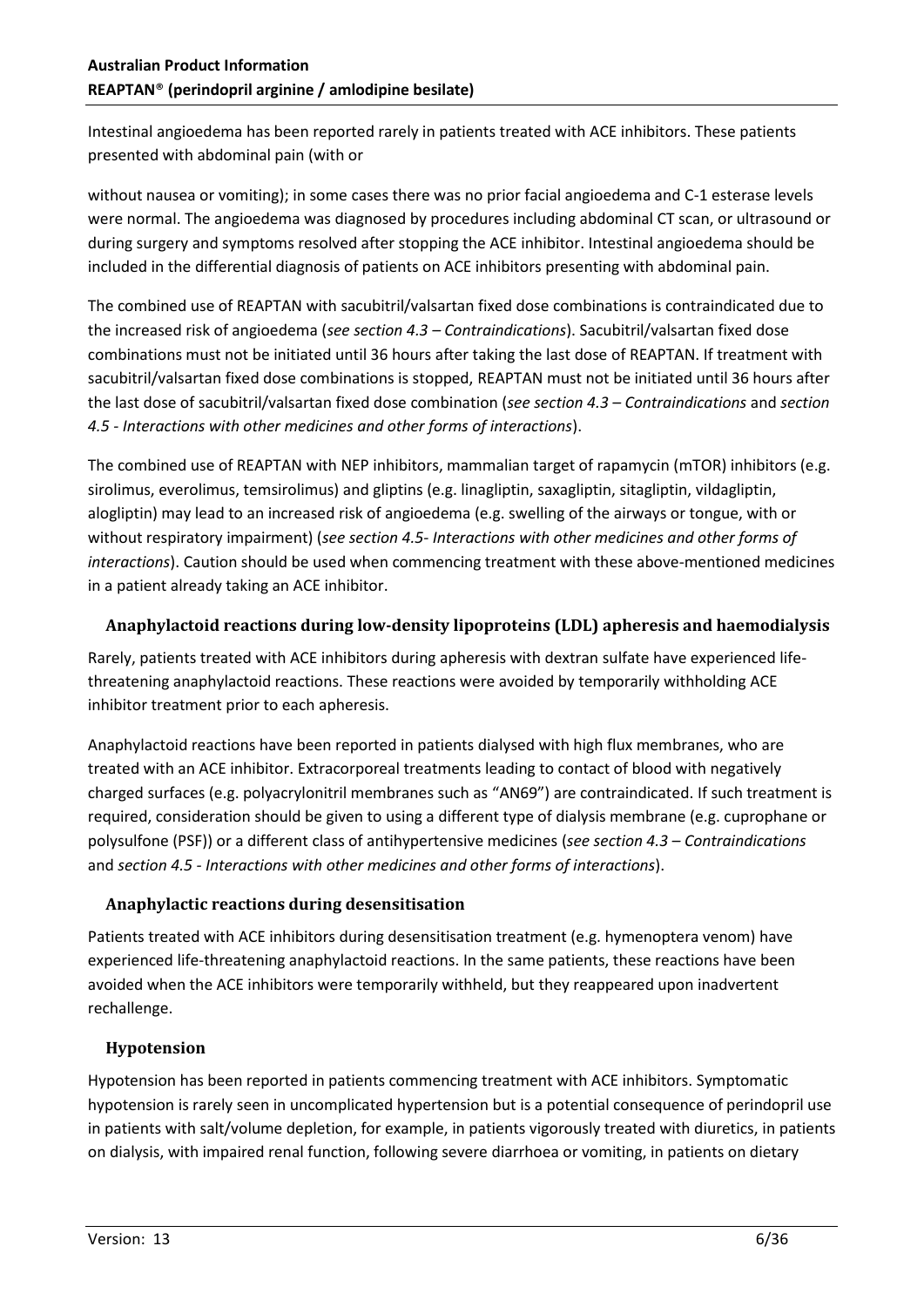Intestinal angioedema has been reported rarely in patients treated with ACE inhibitors. These patients presented with abdominal pain (with or

without nausea or vomiting); in some cases there was no prior facial angioedema and C-1 esterase levels were normal. The angioedema was diagnosed by procedures including abdominal CT scan, or ultrasound or during surgery and symptoms resolved after stopping the ACE inhibitor. Intestinal angioedema should be included in the differential diagnosis of patients on ACE inhibitors presenting with abdominal pain.

The combined use of REAPTAN with sacubitril/valsartan fixed dose combinations is contraindicated due to the increased risk of angioedema (*see section 4.3 – Contraindications*). Sacubitril/valsartan fixed dose combinations must not be initiated until 36 hours after taking the last dose of REAPTAN. If treatment with sacubitril/valsartan fixed dose combinations is stopped, REAPTAN must not be initiated until 36 hours after the last dose of sacubitril/valsartan fixed dose combination (*see section 4.3 – Contraindications* and *section 4.5 - Interactions with other medicines and other forms of interactions*).

The combined use of REAPTAN with NEP inhibitors, mammalian target of rapamycin (mTOR) inhibitors (e.g. sirolimus, everolimus, temsirolimus) and gliptins (e.g. linagliptin, saxagliptin, sitagliptin, vildagliptin, alogliptin) may lead to an increased risk of angioedema (e.g. swelling of the airways or tongue, with or without respiratory impairment) (*see section 4.5- Interactions with other medicines and other forms of interactions*). Caution should be used when commencing treatment with these above-mentioned medicines in a patient already taking an ACE inhibitor.

### Anaphylactoid reactions during low-density lipoproteins (LDL) apheresis and haemodialysis

Rarely, patients treated with ACE inhibitors during apheresis with dextran sulfate have experienced life-threatening anaphylactoid reactions. These reactions were avoided by temporarily withholding ACE inhibitor treatment prior to each apheresis.

Anaphylactoid reactions have been reported in patients dialysed with high flux membranes, who are treated with an ACE inhibitor. Extracorporeal treatments leading to contact of blood with negatively charged surfaces (e.g. polyacrylonitril membranes such as "AN69") are contraindicated. If such treatment is required, consideration should be given to using a different type of dialysis membrane (e.g. cuprophane or polysulfone (PSF)) or a different class of antihypertensive medicines (*see section 4.3 – Contraindications* and *section 4.5 - Interactions with other medicines and other forms of interactions*).

### Anaphylactic reactions during desensitisation

Patients treated with ACE inhibitors during desensitisation treatment (e.g. hymenoptera venom) have experienced life-threatening anaphylactoid reactions. In the same patients, these reactions have been avoided when the ACE inhibitors were temporarily withheld, but they reappeared upon inadvertent rechallenge.

### Hypotension

Hypotension has been reported in patients commencing treatment with ACE inhibitors. Symptomatic hypotension is rarely seen in uncomplicated hypertension but is a potential consequence of perindopril use in patients with salt/volume depletion, for example, in patients vigorously treated with diuretics, in patients on dialysis, with impaired renal function, following severe diarrhoea or vomiting, in patients on dietary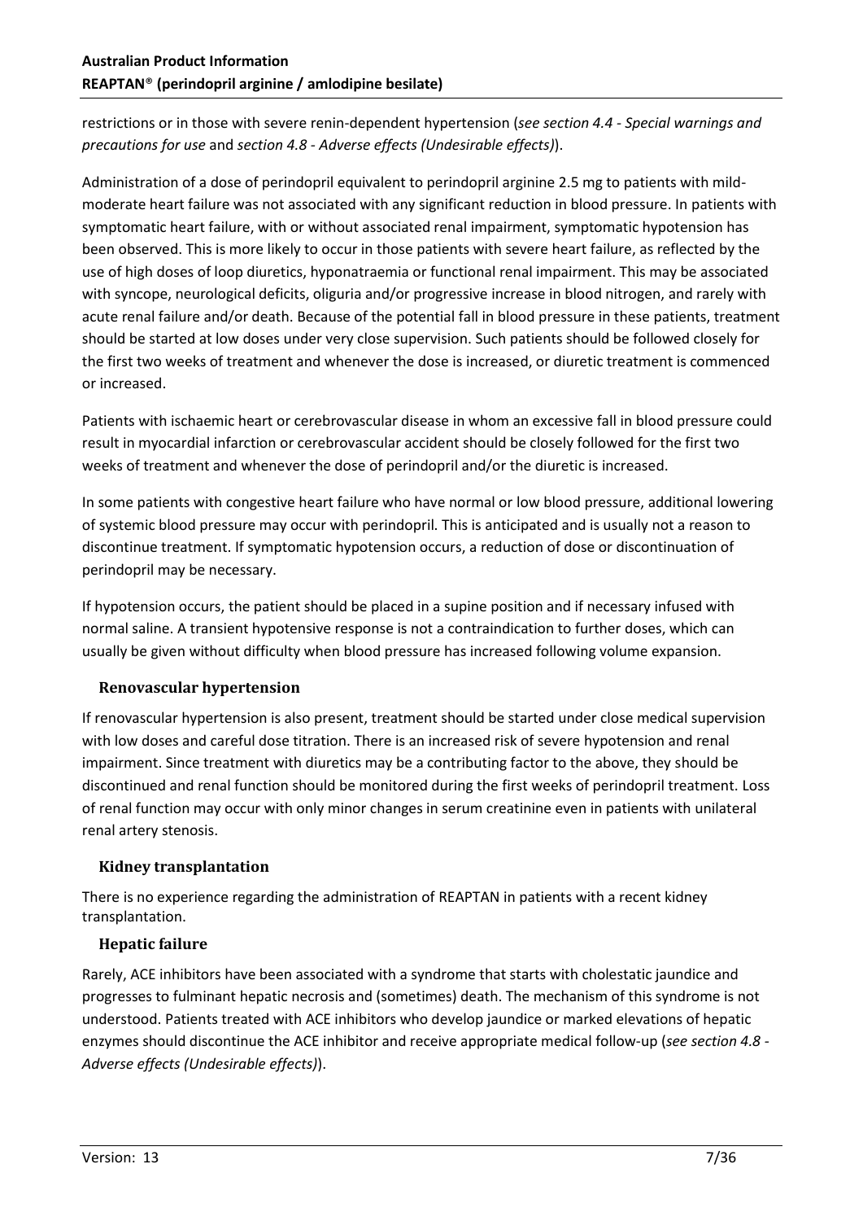restrictions or in those with severe renin-dependent hypertension (*see section 4.4 - Special warnings and precautions for use* and *section 4.8 - Adverse effects (Undesirable effects)*).

Administration of a dose of perindopril equivalent to perindopril arginine 2.5 mg to patients with mild-moderate heart failure was not associated with any significant reduction in blood pressure. In patients with symptomatic heart failure, with or without associated renal impairment, symptomatic hypotension has been observed. This is more likely to occur in those patients with severe heart failure, as reflected by the use of high doses of loop diuretics, hyponatraemia or functional renal impairment. This may be associated with syncope, neurological deficits, oliguria and/or progressive increase in blood nitrogen, and rarely with acute renal failure and/or death. Because of the potential fall in blood pressure in these patients, treatment should be started at low doses under very close supervision. Such patients should be followed closely for the first two weeks of treatment and whenever the dose is increased, or diuretic treatment is commenced or increased.

Patients with ischaemic heart or cerebrovascular disease in whom an excessive fall in blood pressure could result in myocardial infarction or cerebrovascular accident should be closely followed for the first two weeks of treatment and whenever the dose of perindopril and/or the diuretic is increased.

In some patients with congestive heart failure who have normal or low blood pressure, additional lowering of systemic blood pressure may occur with perindopril. This is anticipated and is usually not a reason to discontinue treatment. If symptomatic hypotension occurs, a reduction of dose or discontinuation of perindopril may be necessary.

If hypotension occurs, the patient should be placed in a supine position and if necessary infused with normal saline. A transient hypotensive response is not a contraindication to further doses, which can usually be given without difficulty when blood pressure has increased following volume expansion.

### Renovascular hypertension

If renovascular hypertension is also present, treatment should be started under close medical supervision with low doses and careful dose titration. There is an increased risk of severe hypotension and renal impairment. Since treatment with diuretics may be a contributing factor to the above, they should be discontinued and renal function should be monitored during the first weeks of perindopril treatment. Loss of renal function may occur with only minor changes in serum creatinine even in patients with unilateral renal artery stenosis.

### Kidney transplantation

There is no experience regarding the administration of REAPTAN in patients with a recent kidney transplantation.

### Hepatic failure

Rarely, ACE inhibitors have been associated with a syndrome that starts with cholestatic jaundice and progresses to fulminant hepatic necrosis and (sometimes) death. The mechanism of this syndrome is not understood. Patients treated with ACE inhibitors who develop jaundice or marked elevations of hepatic enzymes should discontinue the ACE inhibitor and receive appropriate medical follow-up (*see section 4.8 - Adverse effects (Undesirable effects)*).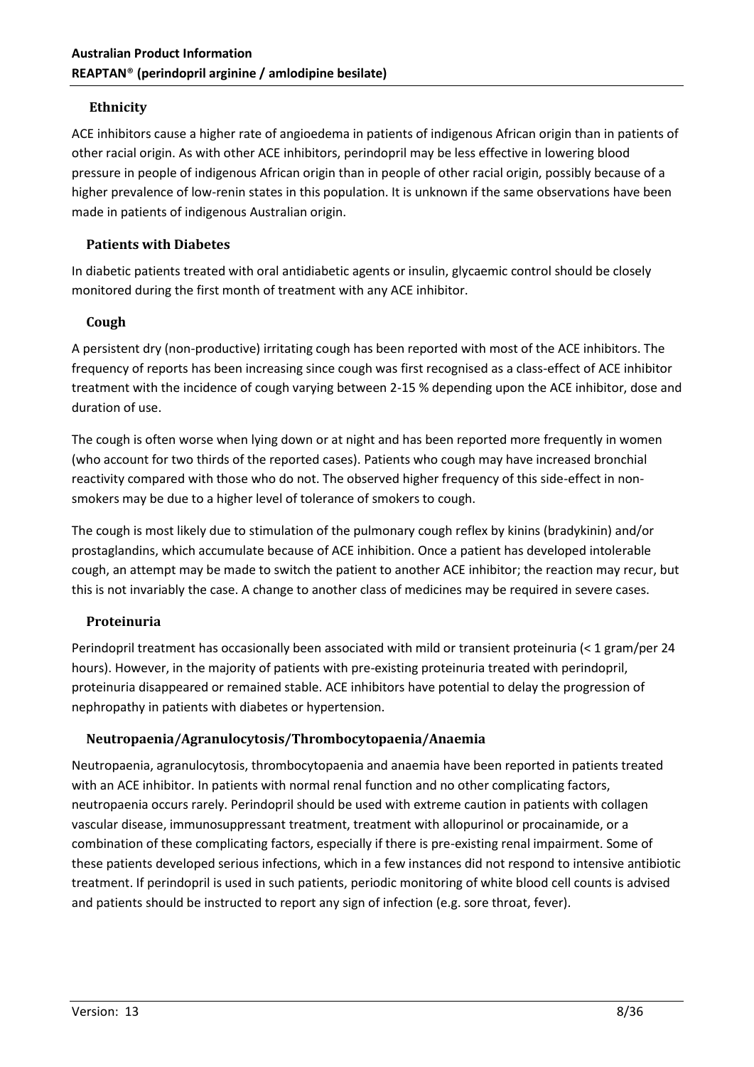### Ethnicity

ACE inhibitors cause a higher rate of angioedema in patients of indigenous African origin than in patients of other racial origin. As with other ACE inhibitors, perindopril may be less effective in lowering blood pressure in people of indigenous African origin than in people of other racial origin, possibly because of a higher prevalence of low-renin states in this population. It is unknown if the same observations have been made in patients of indigenous Australian origin.

### Patients with Diabetes

In diabetic patients treated with oral antidiabetic agents or insulin, glycaemic control should be closely monitored during the first month of treatment with any ACE inhibitor.

### Cough

A persistent dry (non-productive) irritating cough has been reported with most of the ACE inhibitors. The frequency of reports has been increasing since cough was first recognised as a class-effect of ACE inhibitor treatment with the incidence of cough varying between 2-15 % depending upon the ACE inhibitor, dose and duration of use.

The cough is often worse when lying down or at night and has been reported more frequently in women (who account for two thirds of the reported cases). Patients who cough may have increased bronchial reactivity compared with those who do not. The observed higher frequency of this side-effect in non-smokers may be due to a higher level of tolerance of smokers to cough.

The cough is most likely due to stimulation of the pulmonary cough reflex by kinins (bradykinin) and/or prostaglandins, which accumulate because of ACE inhibition. Once a patient has developed intolerable cough, an attempt may be made to switch the patient to another ACE inhibitor; the reaction may recur, but this is not invariably the case. A change to another class of medicines may be required in severe cases.

### Proteinuria

Perindopril treatment has occasionally been associated with mild or transient proteinuria (< 1 gram/per 24 hours). However, in the majority of patients with pre-existing proteinuria treated with perindopril, proteinuria disappeared or remained stable. ACE inhibitors have potential to delay the progression of nephropathy in patients with diabetes or hypertension.

### Neutropaenia/Agranulocytosis/Thrombocytopaenia/Anaemia

Neutropaenia, agranulocytosis, thrombocytopaenia and anaemia have been reported in patients treated with an ACE inhibitor. In patients with normal renal function and no other complicating factors, neutropaenia occurs rarely. Perindopril should be used with extreme caution in patients with collagen vascular disease, immunosuppressant treatment, treatment with allopurinol or procainamide, or a combination of these complicating factors, especially if there is pre-existing renal impairment. Some of these patients developed serious infections, which in a few instances did not respond to intensive antibiotic treatment. If perindopril is used in such patients, periodic monitoring of white blood cell counts is advised and patients should be instructed to report any sign of infection (e.g. sore throat, fever).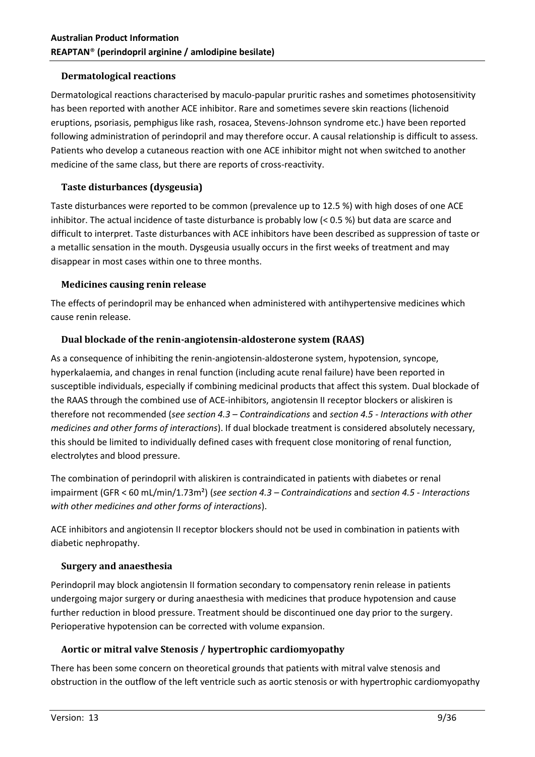### Dermatological reactions

Dermatological reactions characterised by maculo-papular pruritic rashes and sometimes photosensitivity has been reported with another ACE inhibitor. Rare and sometimes severe skin reactions (lichenoid eruptions, psoriasis, pemphigus like rash, rosacea, Stevens-Johnson syndrome etc.) have been reported following administration of perindopril and may therefore occur. A causal relationship is difficult to assess. Patients who develop a cutaneous reaction with one ACE inhibitor might not when switched to another medicine of the same class, but there are reports of cross-reactivity.

### Taste disturbances (dysgeusia)

Taste disturbances were reported to be common (prevalence up to 12.5 %) with high doses of one ACE inhibitor. The actual incidence of taste disturbance is probably low (< 0.5 %) but data are scarce and difficult to interpret. Taste disturbances with ACE inhibitors have been described as suppression of taste or a metallic sensation in the mouth. Dysgeusia usually occurs in the first weeks of treatment and may disappear in most cases within one to three months.

### Medicines causing renin release

The effects of perindopril may be enhanced when administered with antihypertensive medicines which cause renin release.

### Dual blockade of the renin-angiotensin-aldosterone system (RAAS)

As a consequence of inhibiting the renin-angiotensin-aldosterone system, hypotension, syncope, hyperkalaemia, and changes in renal function (including acute renal failure) have been reported in susceptible individuals, especially if combining medicinal products that affect this system. Dual blockade of the RAAS through the combined use of ACE-inhibitors, angiotensin II receptor blockers or aliskiren is therefore not recommended (*see section 4.3 – Contraindications* and *section 4.5 - Interactions with other medicines and other forms of interactions*). If dual blockade treatment is considered absolutely necessary, this should be limited to individually defined cases with frequent close monitoring of renal function, electrolytes and blood pressure.

The combination of perindopril with aliskiren is contraindicated in patients with diabetes or renal impairment (GFR < 60 mL/min/1.73m²) (*see section 4.3 – Contraindications* and *section 4.5 - Interactions with other medicines and other forms of interactions*).

ACE inhibitors and angiotensin II receptor blockers should not be used in combination in patients with diabetic nephropathy.

### Surgery and anaesthesia

Perindopril may block angiotensin II formation secondary to compensatory renin release in patients undergoing major surgery or during anaesthesia with medicines that produce hypotension and cause further reduction in blood pressure. Treatment should be discontinued one day prior to the surgery. Perioperative hypotension can be corrected with volume expansion.

### Aortic or mitral valve Stenosis / hypertrophic cardiomyopathy

There has been some concern on theoretical grounds that patients with mitral valve stenosis and obstruction in the outflow of the left ventricle such as aortic stenosis or with hypertrophic cardiomyopathy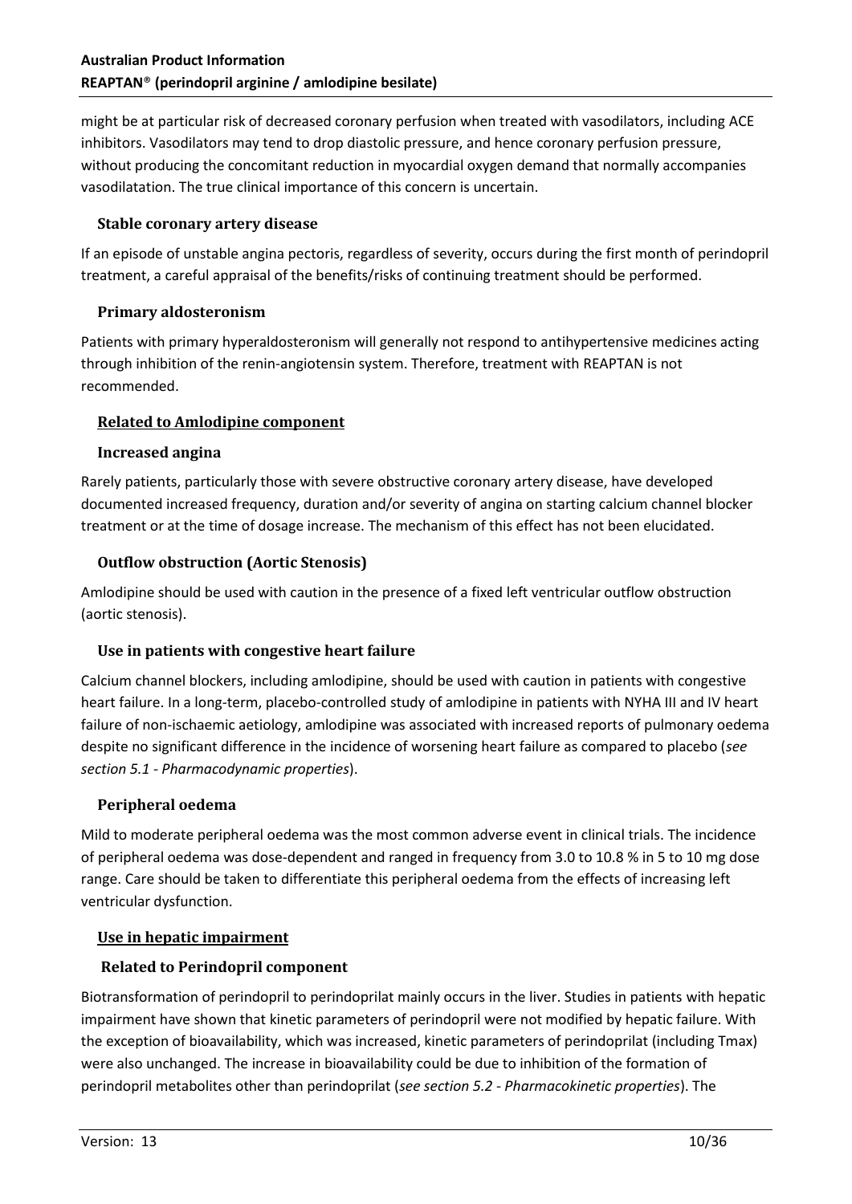might be at particular risk of decreased coronary perfusion when treated with vasodilators, including ACE inhibitors. Vasodilators may tend to drop diastolic pressure, and hence coronary perfusion pressure, without producing the concomitant reduction in myocardial oxygen demand that normally accompanies vasodilatation. The true clinical importance of this concern is uncertain.

#### Stable coronary artery disease

If an episode of unstable angina pectoris, regardless of severity, occurs during the first month of perindopril treatment, a careful appraisal of the benefits/risks of continuing treatment should be performed.

#### Primary aldosteronism

Patients with primary hyperaldosteronism will generally not respond to antihypertensive medicines acting through inhibition of the renin-angiotensin system. Therefore, treatment with REAPTAN is not recommended.

### Related to Amlodipine component

#### Increased angina

Rarely patients, particularly those with severe obstructive coronary artery disease, have developed documented increased frequency, duration and/or severity of angina on starting calcium channel blocker treatment or at the time of dosage increase. The mechanism of this effect has not been elucidated.

#### Outflow obstruction (Aortic Stenosis)

Amlodipine should be used with caution in the presence of a fixed left ventricular outflow obstruction (aortic stenosis).

#### Use in patients with congestive heart failure

Calcium channel blockers, including amlodipine, should be used with caution in patients with congestive heart failure. In a long-term, placebo-controlled study of amlodipine in patients with NYHA III and IV heart failure of non-ischaemic aetiology, amlodipine was associated with increased reports of pulmonary oedema despite no significant difference in the incidence of worsening heart failure as compared to placebo (*see section 5.1 - Pharmacodynamic properties*).

#### Peripheral oedema

Mild to moderate peripheral oedema was the most common adverse event in clinical trials. The incidence of peripheral oedema was dose-dependent and ranged in frequency from 3.0 to 10.8 % in 5 to 10 mg dose range. Care should be taken to differentiate this peripheral oedema from the effects of increasing left ventricular dysfunction.

### Use in hepatic impairment

#### Related to Perindopril component

Biotransformation of perindopril to perindoprilat mainly occurs in the liver. Studies in patients with hepatic impairment have shown that kinetic parameters of perindopril were not modified by hepatic failure. With the exception of bioavailability, which was increased, kinetic parameters of perindoprilat (including Tmax) were also unchanged. The increase in bioavailability could be due to inhibition of the formation of perindopril metabolites other than perindoprilat (*see section 5.2 - Pharmacokinetic properties*). The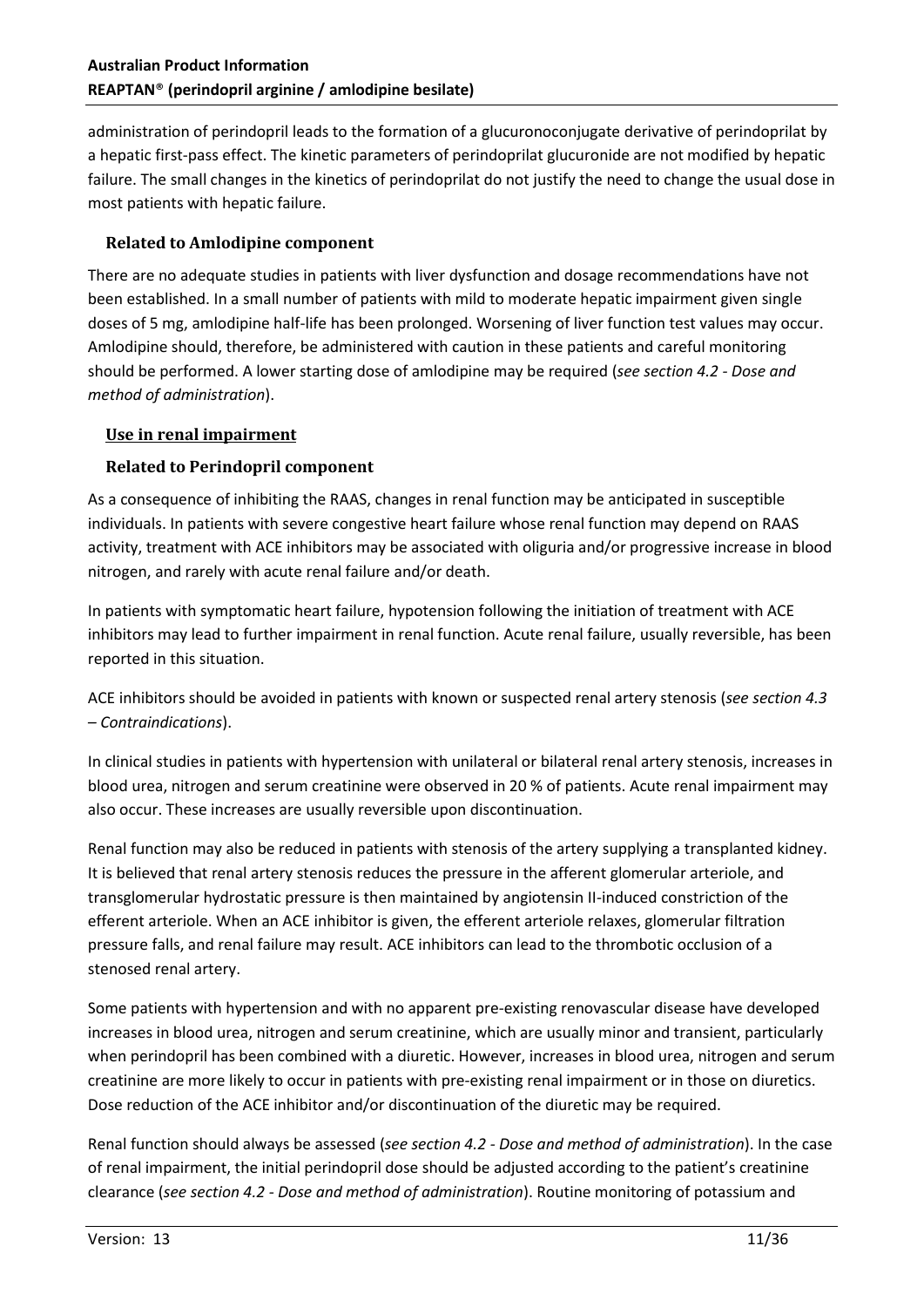administration of perindopril leads to the formation of a glucuronoconjugate derivative of perindoprilat by a hepatic first-pass effect. The kinetic parameters of perindoprilat glucuronide are not modified by hepatic failure. The small changes in the kinetics of perindoprilat do not justify the need to change the usual dose in most patients with hepatic failure.

#### Related to Amlodipine component

There are no adequate studies in patients with liver dysfunction and dosage recommendations have not been established. In a small number of patients with mild to moderate hepatic impairment given single doses of 5 mg, amlodipine half-life has been prolonged. Worsening of liver function test values may occur. Amlodipine should, therefore, be administered with caution in these patients and careful monitoring should be performed. A lower starting dose of amlodipine may be required (*see section 4.2 - Dose and method of administration*).

### Use in renal impairment

#### Related to Perindopril component

As a consequence of inhibiting the RAAS, changes in renal function may be anticipated in susceptible individuals. In patients with severe congestive heart failure whose renal function may depend on RAAS activity, treatment with ACE inhibitors may be associated with oliguria and/or progressive increase in blood nitrogen, and rarely with acute renal failure and/or death.

In patients with symptomatic heart failure, hypotension following the initiation of treatment with ACE inhibitors may lead to further impairment in renal function. Acute renal failure, usually reversible, has been reported in this situation.

ACE inhibitors should be avoided in patients with known or suspected renal artery stenosis (*see section 4.3 – Contraindications*).

In clinical studies in patients with hypertension with unilateral or bilateral renal artery stenosis, increases in blood urea, nitrogen and serum creatinine were observed in 20 % of patients. Acute renal impairment may also occur. These increases are usually reversible upon discontinuation.

Renal function may also be reduced in patients with stenosis of the artery supplying a transplanted kidney. It is believed that renal artery stenosis reduces the pressure in the afferent glomerular arteriole, and transglomerular hydrostatic pressure is then maintained by angiotensin II-induced constriction of the efferent arteriole. When an ACE inhibitor is given, the efferent arteriole relaxes, glomerular filtration pressure falls, and renal failure may result. ACE inhibitors can lead to the thrombotic occlusion of a stenosed renal artery.

Some patients with hypertension and with no apparent pre-existing renovascular disease have developed increases in blood urea, nitrogen and serum creatinine, which are usually minor and transient, particularly when perindopril has been combined with a diuretic. However, increases in blood urea, nitrogen and serum creatinine are more likely to occur in patients with pre-existing renal impairment or in those on diuretics. Dose reduction of the ACE inhibitor and/or discontinuation of the diuretic may be required.

Renal function should always be assessed (*see section 4.2 - Dose and method of administration*). In the case of renal impairment, the initial perindopril dose should be adjusted according to the patient's creatinine clearance (*see section 4.2 - Dose and method of administration*). Routine monitoring of potassium and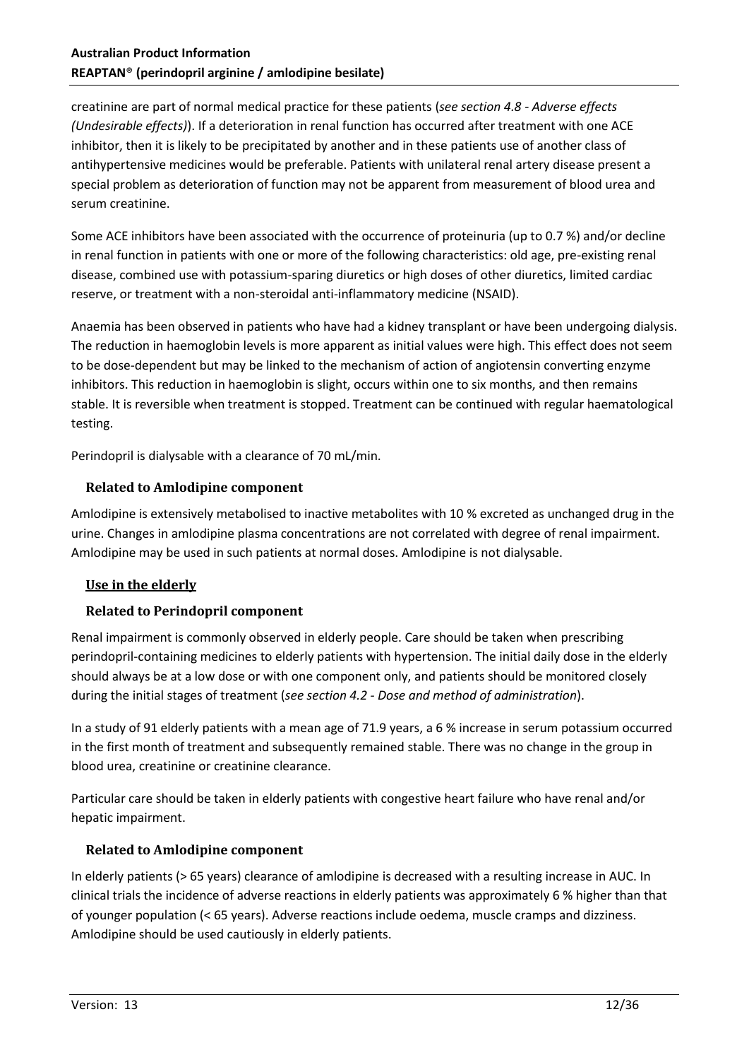creatinine are part of normal medical practice for these patients (*see section 4.8 - Adverse effects (Undesirable effects)*). If a deterioration in renal function has occurred after treatment with one ACE inhibitor, then it is likely to be precipitated by another and in these patients use of another class of antihypertensive medicines would be preferable. Patients with unilateral renal artery disease present a special problem as deterioration of function may not be apparent from measurement of blood urea and serum creatinine.

Some ACE inhibitors have been associated with the occurrence of proteinuria (up to 0.7 %) and/or decline in renal function in patients with one or more of the following characteristics: old age, pre-existing renal disease, combined use with potassium-sparing diuretics or high doses of other diuretics, limited cardiac reserve, or treatment with a non-steroidal anti-inflammatory medicine (NSAID).

Anaemia has been observed in patients who have had a kidney transplant or have been undergoing dialysis. The reduction in haemoglobin levels is more apparent as initial values were high. This effect does not seem to be dose-dependent but may be linked to the mechanism of action of angiotensin converting enzyme inhibitors. This reduction in haemoglobin is slight, occurs within one to six months, and then remains stable. It is reversible when treatment is stopped. Treatment can be continued with regular haematological testing.

Perindopril is dialysable with a clearance of 70 mL/min.

#### Related to Amlodipine component

Amlodipine is extensively metabolised to inactive metabolites with 10 % excreted as unchanged drug in the urine. Changes in amlodipine plasma concentrations are not correlated with degree of renal impairment. Amlodipine may be used in such patients at normal doses. Amlodipine is not dialysable.

### Use in the elderly

#### Related to Perindopril component

Renal impairment is commonly observed in elderly people. Care should be taken when prescribing perindopril-containing medicines to elderly patients with hypertension. The initial daily dose in the elderly should always be at a low dose or with one component only, and patients should be monitored closely during the initial stages of treatment (*see section 4.2 - Dose and method of administration*).

In a study of 91 elderly patients with a mean age of 71.9 years, a 6 % increase in serum potassium occurred in the first month of treatment and subsequently remained stable. There was no change in the group in blood urea, creatinine or creatinine clearance.

Particular care should be taken in elderly patients with congestive heart failure who have renal and/or hepatic impairment.

#### Related to Amlodipine component

In elderly patients (> 65 years) clearance of amlodipine is decreased with a resulting increase in AUC. In clinical trials the incidence of adverse reactions in elderly patients was approximately 6 % higher than that of younger population (< 65 years). Adverse reactions include oedema, muscle cramps and dizziness. Amlodipine should be used cautiously in elderly patients.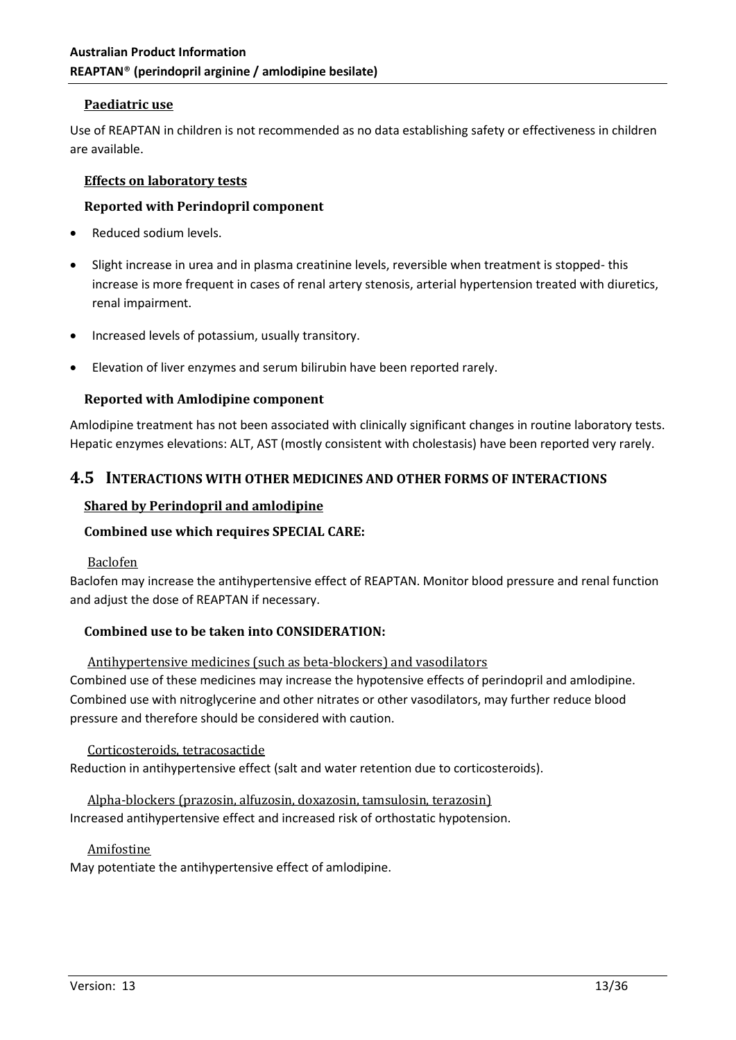### Paediatric use

Use of REAPTAN in children is not recommended as no data establishing safety or effectiveness in children are available.

### Effects on laboratory tests

#### Reported with Perindopril component

- Reduced sodium levels.
- Slight increase in urea and in plasma creatinine levels, reversible when treatment is stopped- this increase is more frequent in cases of renal artery stenosis, arterial hypertension treated with diuretics, renal impairment.
- Increased levels of potassium, usually transitory.
- Elevation of liver enzymes and serum bilirubin have been reported rarely.

#### Reported with Amlodipine component

Amlodipine treatment has not been associated with clinically significant changes in routine laboratory tests. Hepatic enzymes elevations: ALT, AST (mostly consistent with cholestasis) have been reported very rarely.

## 4.5 INTERACTIONS WITH OTHER MEDICINES AND OTHER FORMS OF INTERACTIONS

### Shared by Perindopril and amlodipine

#### Combined use which requires SPECIAL CARE:

Baclofen

Baclofen may increase the antihypertensive effect of REAPTAN. Monitor blood pressure and renal function and adjust the dose of REAPTAN if necessary.

#### Combined use to be taken into CONSIDERATION:

Antihypertensive medicines (such as beta-blockers) and vasodilators

Combined use of these medicines may increase the hypotensive effects of perindopril and amlodipine. Combined use with nitroglycerine and other nitrates or other vasodilators, may further reduce blood pressure and therefore should be considered with caution.

Corticosteroids, tetracosactide

Reduction in antihypertensive effect (salt and water retention due to corticosteroids).

Alpha-blockers (prazosin, alfuzosin, doxazosin, tamsulosin, terazosin)

Increased antihypertensive effect and increased risk of orthostatic hypotension.

Amifostine

May potentiate the antihypertensive effect of amlodipine.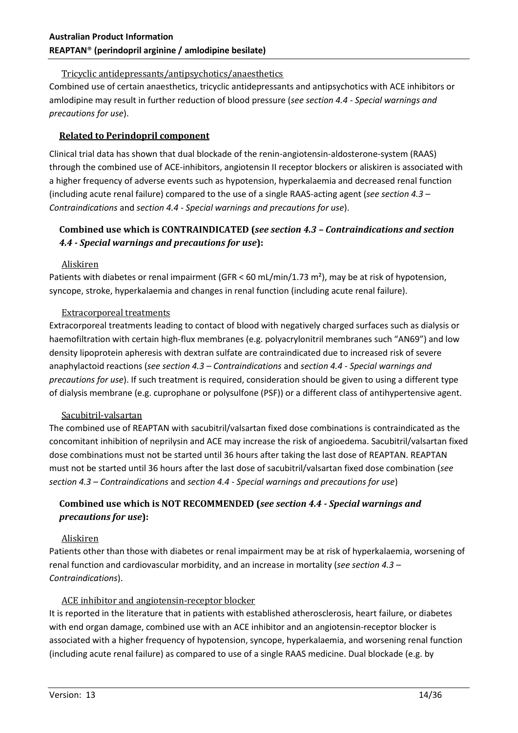#### Tricyclic antidepressants/antipsychotics/anaesthetics

Combined use of certain anaesthetics, tricyclic antidepressants and antipsychotics with ACE inhibitors or amlodipine may result in further reduction of blood pressure (*see section 4.4 - Special warnings and precautions for use*).

### Related to Perindopril component

Clinical trial data has shown that dual blockade of the renin-angiotensin-aldosterone-system (RAAS) through the combined use of ACE-inhibitors, angiotensin II receptor blockers or aliskiren is associated with a higher frequency of adverse events such as hypotension, hyperkalaemia and decreased renal function (including acute renal failure) compared to the use of a single RAAS-acting agent (*see section 4.3 – Contraindications* and *section 4.4 - Special warnings and precautions for use*).

### Combined use which is CONTRAINDICATED (*see section 4.3 – Contraindications and section 4.4 - Special warnings and precautions for use*):

#### Aliskiren

Patients with diabetes or renal impairment (GFR < 60 mL/min/1.73 m²), may be at risk of hypotension, syncope, stroke, hyperkalaemia and changes in renal function (including acute renal failure).

#### Extracorporeal treatments

Extracorporeal treatments leading to contact of blood with negatively charged surfaces such as dialysis or haemofiltration with certain high-flux membranes (e.g. polyacrylonitril membranes such “AN69”) and low density lipoprotein apheresis with dextran sulfate are contraindicated due to increased risk of severe anaphylactoid reactions (*see section 4.3 – Contraindications* and *section 4.4 - Special warnings and precautions for use*). If such treatment is required, consideration should be given to using a different type of dialysis membrane (e.g. cuprophane or polysulfone (PSF)) or a different class of antihypertensive agent.

#### Sacubitril-valsartan

The combined use of REAPTAN with sacubitril/valsartan fixed dose combinations is contraindicated as the concomitant inhibition of neprilysin and ACE may increase the risk of angioedema. Sacubitril/valsartan fixed dose combinations must not be started until 36 hours after taking the last dose of REAPTAN. REAPTAN must not be started until 36 hours after the last dose of sacubitril/valsartan fixed dose combination (*see section 4.3 – Contraindications* and *section 4.4 - Special warnings and precautions for use*)

### Combined use which is NOT RECOMMENDED (*see section 4.4 - Special warnings and precautions for use*):

#### Aliskiren

Patients other than those with diabetes or renal impairment may be at risk of hyperkalaemia, worsening of renal function and cardiovascular morbidity, and an increase in mortality (*see section 4.3 – Contraindications*).

#### ACE inhibitor and angiotensin-receptor blocker

It is reported in the literature that in patients with established atherosclerosis, heart failure, or diabetes with end organ damage, combined use with an ACE inhibitor and an angiotensin-receptor blocker is associated with a higher frequency of hypotension, syncope, hyperkalaemia, and worsening renal function (including acute renal failure) as compared to use of a single RAAS medicine. Dual blockade (e.g. by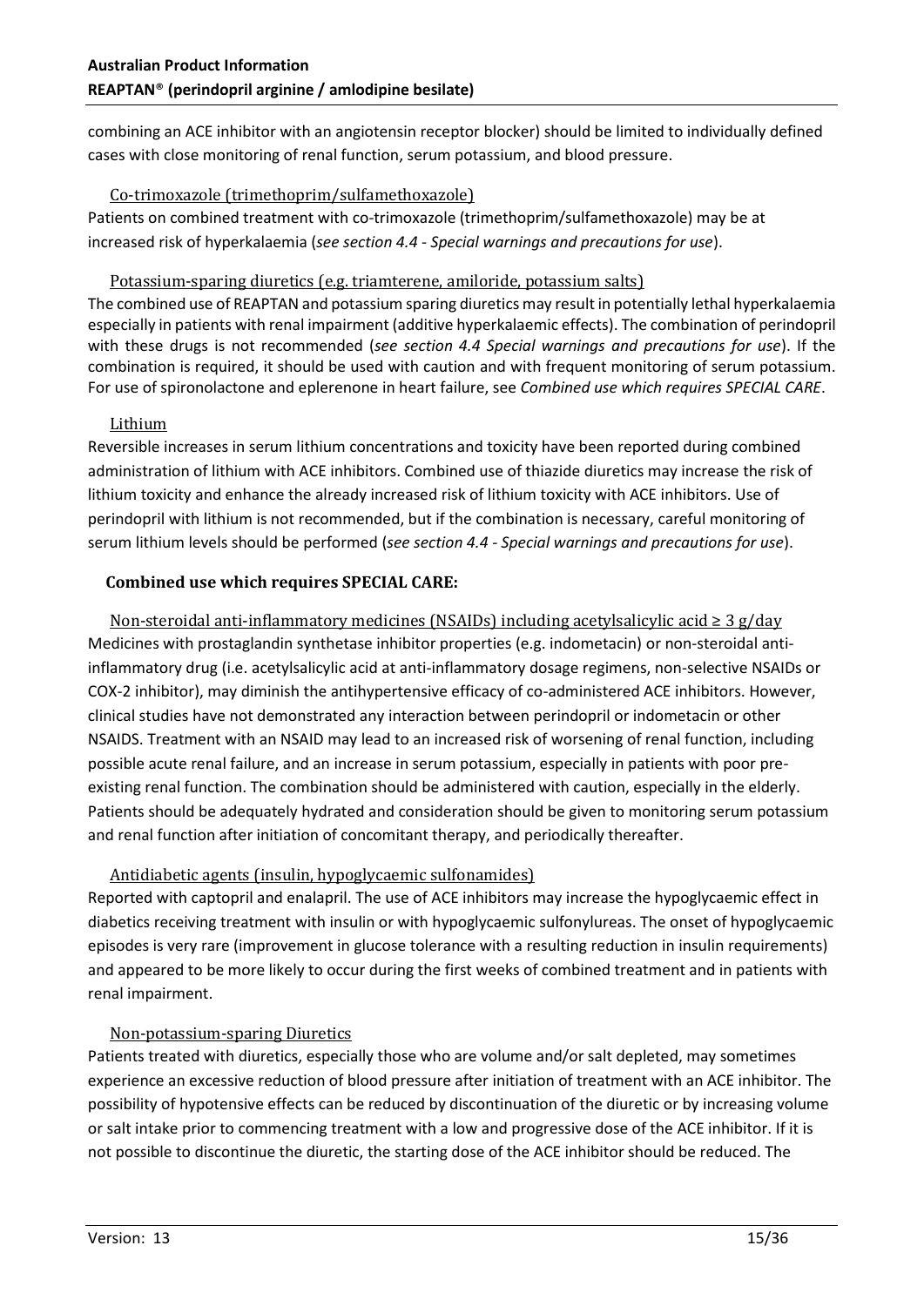combining an ACE inhibitor with an angiotensin receptor blocker) should be limited to individually defined cases with close monitoring of renal function, serum potassium, and blood pressure.

#### Co-trimoxazole (trimethoprim/sulfamethoxazole)

Patients on combined treatment with co-trimoxazole (trimethoprim/sulfamethoxazole) may be at increased risk of hyperkalaemia (*see section 4.4 - Special warnings and precautions for use*).

#### Potassium-sparing diuretics (e.g. triamterene, amiloride, potassium salts)

The combined use of REAPTAN and potassium sparing diuretics may result in potentially lethal hyperkalaemia especially in patients with renal impairment (additive hyperkalaemic effects). The combination of perindopril with these drugs is not recommended (*see section 4.4 Special warnings and precautions for use*). If the combination is required, it should be used with caution and with frequent monitoring of serum potassium. For use of spironolactone and eplerenone in heart failure, see *Combined use which requires SPECIAL CARE*.

#### Lithium

Reversible increases in serum lithium concentrations and toxicity have been reported during combined administration of lithium with ACE inhibitors. Combined use of thiazide diuretics may increase the risk of lithium toxicity and enhance the already increased risk of lithium toxicity with ACE inhibitors. Use of perindopril with lithium is not recommended, but if the combination is necessary, careful monitoring of serum lithium levels should be performed (*see section 4.4 - Special warnings and precautions for use*).

### Combined use which requires SPECIAL CARE:

#### Non-steroidal anti-inflammatory medicines (NSAIDs) including acetylsalicylic acid ≥ 3 g/day

Medicines with prostaglandin synthetase inhibitor properties (e.g. indometacin) or non-steroidal anti-inflammatory drug (i.e. acetylsalicylic acid at anti-inflammatory dosage regimens, non-selective NSAIDs or COX-2 inhibitor), may diminish the antihypertensive efficacy of co-administered ACE inhibitors. However, clinical studies have not demonstrated any interaction between perindopril or indometacin or other NSAIDS. Treatment with an NSAID may lead to an increased risk of worsening of renal function, including possible acute renal failure, and an increase in serum potassium, especially in patients with poor pre-existing renal function. The combination should be administered with caution, especially in the elderly. Patients should be adequately hydrated and consideration should be given to monitoring serum potassium and renal function after initiation of concomitant therapy, and periodically thereafter.

#### Antidiabetic agents (insulin, hypoglycaemic sulfonamides)

Reported with captopril and enalapril. The use of ACE inhibitors may increase the hypoglycaemic effect in diabetics receiving treatment with insulin or with hypoglycaemic sulfonylureas. The onset of hypoglycaemic episodes is very rare (improvement in glucose tolerance with a resulting reduction in insulin requirements) and appeared to be more likely to occur during the first weeks of combined treatment and in patients with renal impairment.

#### Non-potassium-sparing Diuretics

Patients treated with diuretics, especially those who are volume and/or salt depleted, may sometimes experience an excessive reduction of blood pressure after initiation of treatment with an ACE inhibitor. The possibility of hypotensive effects can be reduced by discontinuation of the diuretic or by increasing volume or salt intake prior to commencing treatment with a low and progressive dose of the ACE inhibitor. If it is not possible to discontinue the diuretic, the starting dose of the ACE inhibitor should be reduced. The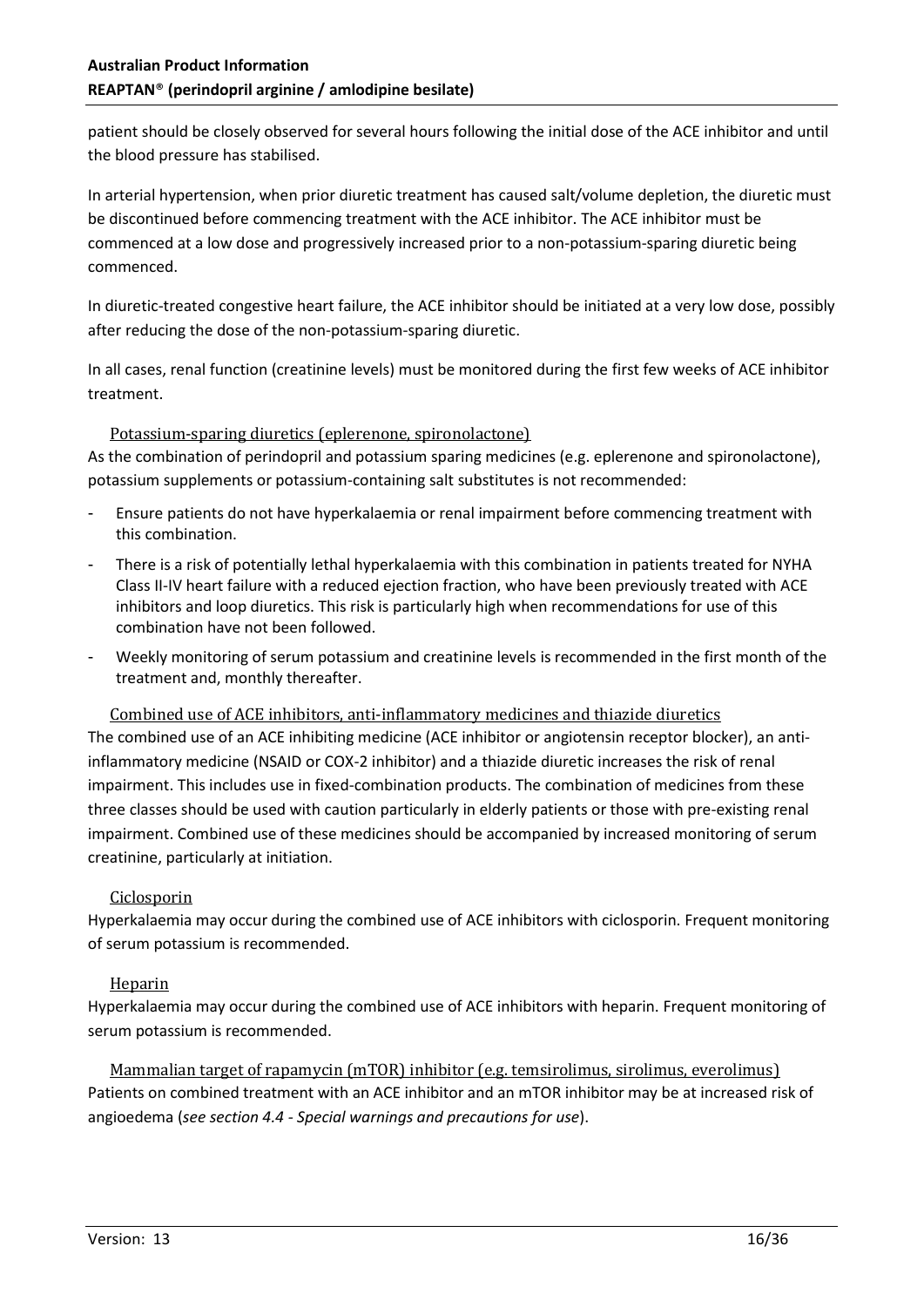patient should be closely observed for several hours following the initial dose of the ACE inhibitor and until the blood pressure has stabilised.

In arterial hypertension, when prior diuretic treatment has caused salt/volume depletion, the diuretic must be discontinued before commencing treatment with the ACE inhibitor. The ACE inhibitor must be commenced at a low dose and progressively increased prior to a non-potassium-sparing diuretic being commenced.

In diuretic-treated congestive heart failure, the ACE inhibitor should be initiated at a very low dose, possibly after reducing the dose of the non-potassium-sparing diuretic.

In all cases, renal function (creatinine levels) must be monitored during the first few weeks of ACE inhibitor treatment.

#### Potassium-sparing diuretics (eplerenone, spironolactone)

As the combination of perindopril and potassium sparing medicines (e.g. eplerenone and spironolactone), potassium supplements or potassium-containing salt substitutes is not recommended:

- Ensure patients do not have hyperkalaemia or renal impairment before commencing treatment with this combination.
- There is a risk of potentially lethal hyperkalaemia with this combination in patients treated for NYHA Class II-IV heart failure with a reduced ejection fraction, who have been previously treated with ACE inhibitors and loop diuretics. This risk is particularly high when recommendations for use of this combination have not been followed.
- Weekly monitoring of serum potassium and creatinine levels is recommended in the first month of the treatment and, monthly thereafter.

#### Combined use of ACE inhibitors, anti-inflammatory medicines and thiazide diuretics

The combined use of an ACE inhibiting medicine (ACE inhibitor or angiotensin receptor blocker), an anti-inflammatory medicine (NSAID or COX-2 inhibitor) and a thiazide diuretic increases the risk of renal impairment. This includes use in fixed-combination products. The combination of medicines from these three classes should be used with caution particularly in elderly patients or those with pre-existing renal impairment. Combined use of these medicines should be accompanied by increased monitoring of serum creatinine, particularly at initiation.

#### Ciclosporin

Hyperkalaemia may occur during the combined use of ACE inhibitors with ciclosporin. Frequent monitoring of serum potassium is recommended.

#### Heparin

Hyperkalaemia may occur during the combined use of ACE inhibitors with heparin. Frequent monitoring of serum potassium is recommended.

#### Mammalian target of rapamycin (mTOR) inhibitor (e.g. temsirolimus, sirolimus, everolimus)

Patients on combined treatment with an ACE inhibitor and an mTOR inhibitor may be at increased risk of angioedema (*see section 4.4 - Special warnings and precautions for use*).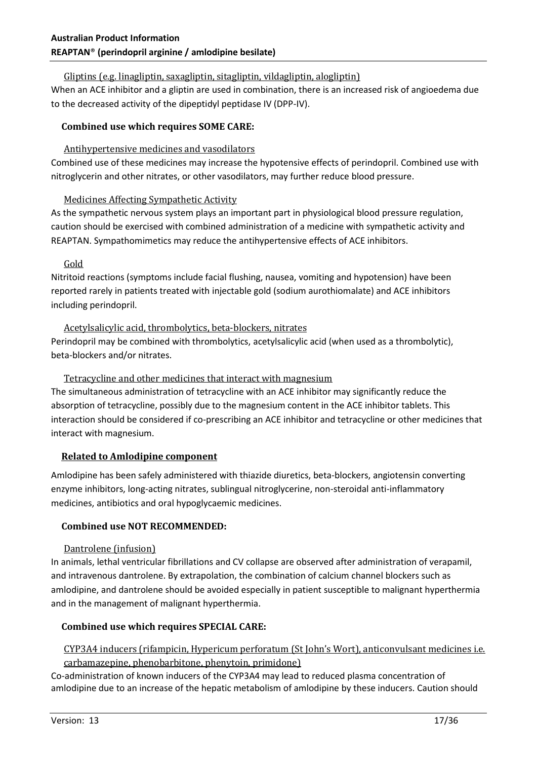Gliptins (e.g. linagliptin, saxagliptin, sitagliptin, vildagliptin, alogliptin)

When an ACE inhibitor and a gliptin are used in combination, there is an increased risk of angioedema due to the decreased activity of the dipeptidyl peptidase IV (DPP-IV).

**Combined use which requires SOME CARE:**

Antihypertensive medicines and vasodilators

Combined use of these medicines may increase the hypotensive effects of perindopril. Combined use with nitroglycerin and other nitrates, or other vasodilators, may further reduce blood pressure.

Medicines Affecting Sympathetic Activity

As the sympathetic nervous system plays an important part in physiological blood pressure regulation, caution should be exercised with combined administration of a medicine with sympathetic activity and REAPTAN. Sympathomimetics may reduce the antihypertensive effects of ACE inhibitors.

Gold

Nitritoid reactions (symptoms include facial flushing, nausea, vomiting and hypotension) have been reported rarely in patients treated with injectable gold (sodium aurothiomalate) and ACE inhibitors including perindopril.

Acetylsalicylic acid, thrombolytics, beta-blockers, nitrates

Perindopril may be combined with thrombolytics, acetylsalicylic acid (when used as a thrombolytic), beta-blockers and/or nitrates.

Tetracycline and other medicines that interact with magnesium

The simultaneous administration of tetracycline with an ACE inhibitor may significantly reduce the absorption of tetracycline, possibly due to the magnesium content in the ACE inhibitor tablets. This interaction should be considered if co-prescribing an ACE inhibitor and tetracycline or other medicines that interact with magnesium.

**Related to Amlodipine component**

Amlodipine has been safely administered with thiazide diuretics, beta-blockers, angiotensin converting enzyme inhibitors, long-acting nitrates, sublingual nitroglycerine, non-steroidal anti-inflammatory medicines, antibiotics and oral hypoglycaemic medicines.

**Combined use NOT RECOMMENDED:**

Dantrolene (infusion)

In animals, lethal ventricular fibrillations and CV collapse are observed after administration of verapamil, and intravenous dantrolene. By extrapolation, the combination of calcium channel blockers such as amlodipine, and dantrolene should be avoided especially in patient susceptible to malignant hyperthermia and in the management of malignant hyperthermia.

**Combined use which requires SPECIAL CARE:**

CYP3A4 inducers (rifampicin, Hypericum perforatum (St John's Wort), anticonvulsant medicines i.e. carbamazepine, phenobarbitone, phenytoin, primidone)

Co-administration of known inducers of the CYP3A4 may lead to reduced plasma concentration of amlodipine due to an increase of the hepatic metabolism of amlodipine by these inducers. Caution should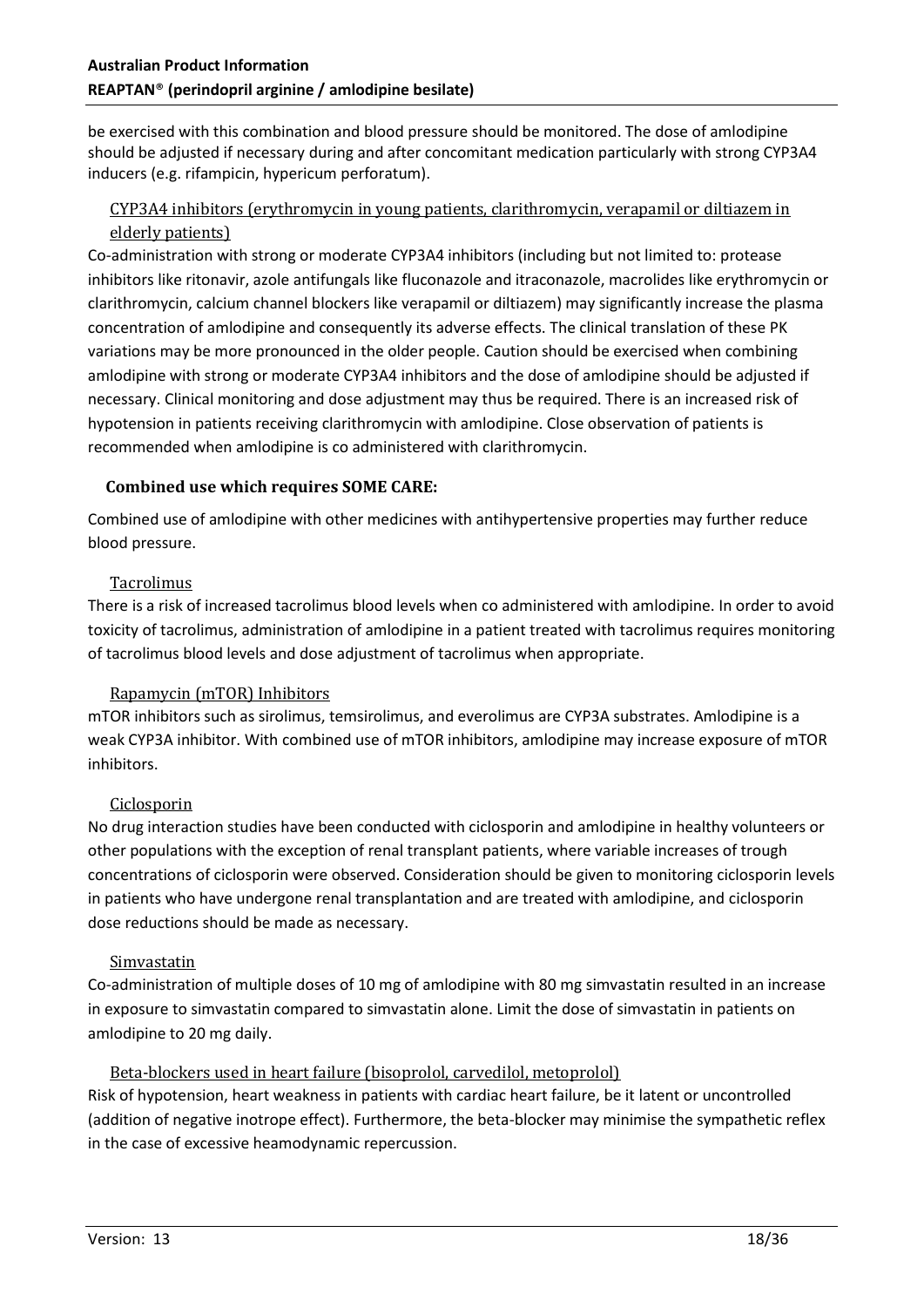be exercised with this combination and blood pressure should be monitored. The dose of amlodipine should be adjusted if necessary during and after concomitant medication particularly with strong CYP3A4 inducers (e.g. rifampicin, hypericum perforatum).

#### CYP3A4 inhibitors (erythromycin in young patients, clarithromycin, verapamil or diltiazem in elderly patients)

Co-administration with strong or moderate CYP3A4 inhibitors (including but not limited to: protease inhibitors like ritonavir, azole antifungals like fluconazole and itraconazole, macrolides like erythromycin or clarithromycin, calcium channel blockers like verapamil or diltiazem) may significantly increase the plasma concentration of amlodipine and consequently its adverse effects. The clinical translation of these PK variations may be more pronounced in the older people. Caution should be exercised when combining amlodipine with strong or moderate CYP3A4 inhibitors and the dose of amlodipine should be adjusted if necessary. Clinical monitoring and dose adjustment may thus be required. There is an increased risk of hypotension in patients receiving clarithromycin with amlodipine. Close observation of patients is recommended when amlodipine is co administered with clarithromycin.

### Combined use which requires SOME CARE:

Combined use of amlodipine with other medicines with antihypertensive properties may further reduce blood pressure.

#### Tacrolimus

There is a risk of increased tacrolimus blood levels when co administered with amlodipine. In order to avoid toxicity of tacrolimus, administration of amlodipine in a patient treated with tacrolimus requires monitoring of tacrolimus blood levels and dose adjustment of tacrolimus when appropriate.

#### Rapamycin (mTOR) Inhibitors

mTOR inhibitors such as sirolimus, temsirolimus, and everolimus are CYP3A substrates. Amlodipine is a weak CYP3A inhibitor. With combined use of mTOR inhibitors, amlodipine may increase exposure of mTOR inhibitors.

#### Ciclosporin

No drug interaction studies have been conducted with ciclosporin and amlodipine in healthy volunteers or other populations with the exception of renal transplant patients, where variable increases of trough concentrations of ciclosporin were observed. Consideration should be given to monitoring ciclosporin levels in patients who have undergone renal transplantation and are treated with amlodipine, and ciclosporin dose reductions should be made as necessary.

#### Simvastatin

Co-administration of multiple doses of 10 mg of amlodipine with 80 mg simvastatin resulted in an increase in exposure to simvastatin compared to simvastatin alone. Limit the dose of simvastatin in patients on amlodipine to 20 mg daily.

#### Beta-blockers used in heart failure (bisoprolol, carvedilol, metoprolol)

Risk of hypotension, heart weakness in patients with cardiac heart failure, be it latent or uncontrolled (addition of negative inotrope effect). Furthermore, the beta-blocker may minimise the sympathetic reflex in the case of excessive heamodynamic repercussion.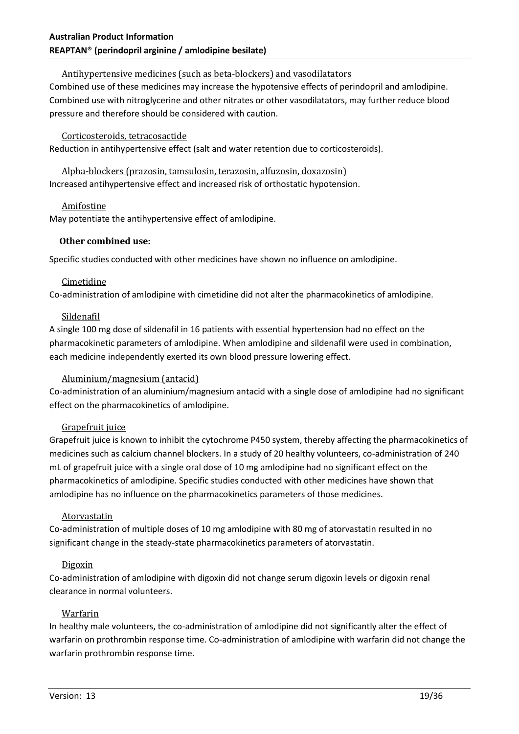#### Antihypertensive medicines (such as beta-blockers) and vasodilatators

Combined use of these medicines may increase the hypotensive effects of perindopril and amlodipine. Combined use with nitroglycerine and other nitrates or other vasodilatators, may further reduce blood pressure and therefore should be considered with caution.

#### Corticosteroids, tetracosactide

Reduction in antihypertensive effect (salt and water retention due to corticosteroids).

#### Alpha-blockers (prazosin, tamsulosin, terazosin, alfuzosin, doxazosin)

Increased antihypertensive effect and increased risk of orthostatic hypotension.

#### Amifostine

May potentiate the antihypertensive effect of amlodipine.

### Other combined use:

Specific studies conducted with other medicines have shown no influence on amlodipine.

#### Cimetidine

Co-administration of amlodipine with cimetidine did not alter the pharmacokinetics of amlodipine.

#### Sildenafil

A single 100 mg dose of sildenafil in 16 patients with essential hypertension had no effect on the pharmacokinetic parameters of amlodipine. When amlodipine and sildenafil were used in combination, each medicine independently exerted its own blood pressure lowering effect.

#### Aluminium/magnesium (antacid)

Co-administration of an aluminium/magnesium antacid with a single dose of amlodipine had no significant effect on the pharmacokinetics of amlodipine.

#### Grapefruit juice

Grapefruit juice is known to inhibit the cytochrome P450 system, thereby affecting the pharmacokinetics of medicines such as calcium channel blockers. In a study of 20 healthy volunteers, co-administration of 240 mL of grapefruit juice with a single oral dose of 10 mg amlodipine had no significant effect on the pharmacokinetics of amlodipine. Specific studies conducted with other medicines have shown that amlodipine has no influence on the pharmacokinetics parameters of those medicines.

#### Atorvastatin

Co-administration of multiple doses of 10 mg amlodipine with 80 mg of atorvastatin resulted in no significant change in the steady-state pharmacokinetics parameters of atorvastatin.

#### Digoxin

Co-administration of amlodipine with digoxin did not change serum digoxin levels or digoxin renal clearance in normal volunteers.

#### Warfarin

In healthy male volunteers, the co-administration of amlodipine did not significantly alter the effect of warfarin on prothrombin response time. Co-administration of amlodipine with warfarin did not change the warfarin prothrombin response time.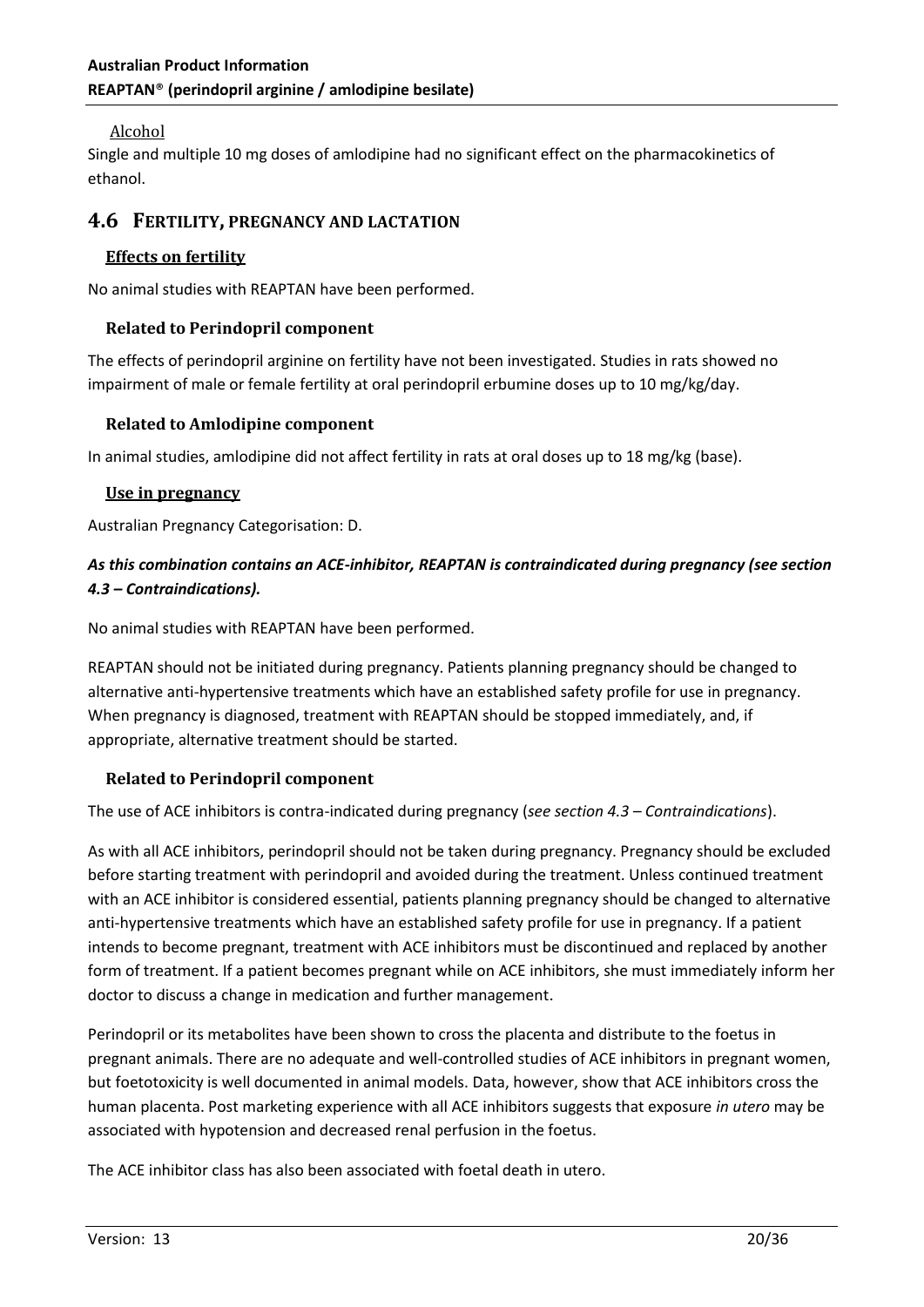#### Alcohol

Single and multiple 10 mg doses of amlodipine had no significant effect on the pharmacokinetics of ethanol.

## 4.6 FERTILITY, PREGNANCY AND LACTATION

### Effects on fertility

No animal studies with REAPTAN have been performed.

#### Related to Perindopril component

The effects of perindopril arginine on fertility have not been investigated. Studies in rats showed no impairment of male or female fertility at oral perindopril erbumine doses up to 10 mg/kg/day.

#### Related to Amlodipine component

In animal studies, amlodipine did not affect fertility in rats at oral doses up to 18 mg/kg (base).

### Use in pregnancy

Australian Pregnancy Categorisation: D.

***As this combination contains an ACE-inhibitor, REAPTAN is contraindicated during pregnancy (see section 4.3 – Contraindications).***

No animal studies with REAPTAN have been performed.

REAPTAN should not be initiated during pregnancy. Patients planning pregnancy should be changed to alternative anti-hypertensive treatments which have an established safety profile for use in pregnancy. When pregnancy is diagnosed, treatment with REAPTAN should be stopped immediately, and, if appropriate, alternative treatment should be started.

#### Related to Perindopril component

The use of ACE inhibitors is contra-indicated during pregnancy (*see section 4.3 – Contraindications*).

As with all ACE inhibitors, perindopril should not be taken during pregnancy. Pregnancy should be excluded before starting treatment with perindopril and avoided during the treatment. Unless continued treatment with an ACE inhibitor is considered essential, patients planning pregnancy should be changed to alternative anti-hypertensive treatments which have an established safety profile for use in pregnancy. If a patient intends to become pregnant, treatment with ACE inhibitors must be discontinued and replaced by another form of treatment. If a patient becomes pregnant while on ACE inhibitors, she must immediately inform her doctor to discuss a change in medication and further management.

Perindopril or its metabolites have been shown to cross the placenta and distribute to the foetus in pregnant animals. There are no adequate and well-controlled studies of ACE inhibitors in pregnant women, but foetotoxicity is well documented in animal models. Data, however, show that ACE inhibitors cross the human placenta. Post marketing experience with all ACE inhibitors suggests that exposure *in utero* may be associated with hypotension and decreased renal perfusion in the foetus.

The ACE inhibitor class has also been associated with foetal death in utero.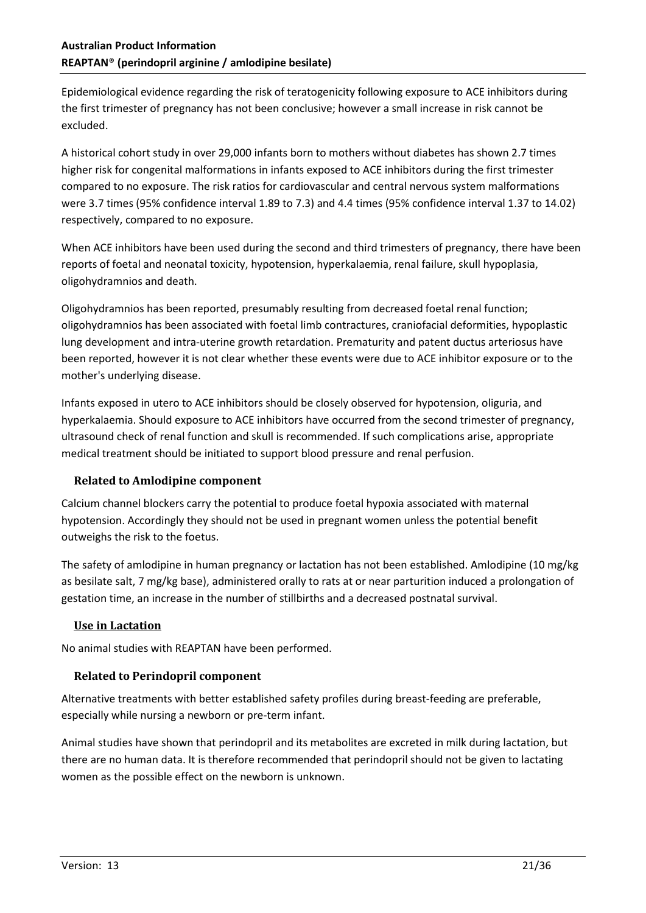Epidemiological evidence regarding the risk of teratogenicity following exposure to ACE inhibitors during the first trimester of pregnancy has not been conclusive; however a small increase in risk cannot be excluded.

A historical cohort study in over 29,000 infants born to mothers without diabetes has shown 2.7 times higher risk for congenital malformations in infants exposed to ACE inhibitors during the first trimester compared to no exposure. The risk ratios for cardiovascular and central nervous system malformations were 3.7 times (95% confidence interval 1.89 to 7.3) and 4.4 times (95% confidence interval 1.37 to 14.02) respectively, compared to no exposure.

When ACE inhibitors have been used during the second and third trimesters of pregnancy, there have been reports of foetal and neonatal toxicity, hypotension, hyperkalaemia, renal failure, skull hypoplasia, oligohydramnios and death.

Oligohydramnios has been reported, presumably resulting from decreased foetal renal function; oligohydramnios has been associated with foetal limb contractures, craniofacial deformities, hypoplastic lung development and intra-uterine growth retardation. Prematurity and patent ductus arteriosus have been reported, however it is not clear whether these events were due to ACE inhibitor exposure or to the mother's underlying disease.

Infants exposed in utero to ACE inhibitors should be closely observed for hypotension, oliguria, and hyperkalaemia. Should exposure to ACE inhibitors have occurred from the second trimester of pregnancy, ultrasound check of renal function and skull is recommended. If such complications arise, appropriate medical treatment should be initiated to support blood pressure and renal perfusion.

### Related to Amlodipine component

Calcium channel blockers carry the potential to produce foetal hypoxia associated with maternal hypotension. Accordingly they should not be used in pregnant women unless the potential benefit outweighs the risk to the foetus.

The safety of amlodipine in human pregnancy or lactation has not been established. Amlodipine (10 mg/kg as besilate salt, 7 mg/kg base), administered orally to rats at or near parturition induced a prolongation of gestation time, an increase in the number of stillbirths and a decreased postnatal survival.

### Use in Lactation

No animal studies with REAPTAN have been performed.

### Related to Perindopril component

Alternative treatments with better established safety profiles during breast-feeding are preferable, especially while nursing a newborn or pre-term infant.

Animal studies have shown that perindopril and its metabolites are excreted in milk during lactation, but there are no human data. It is therefore recommended that perindopril should not be given to lactating women as the possible effect on the newborn is unknown.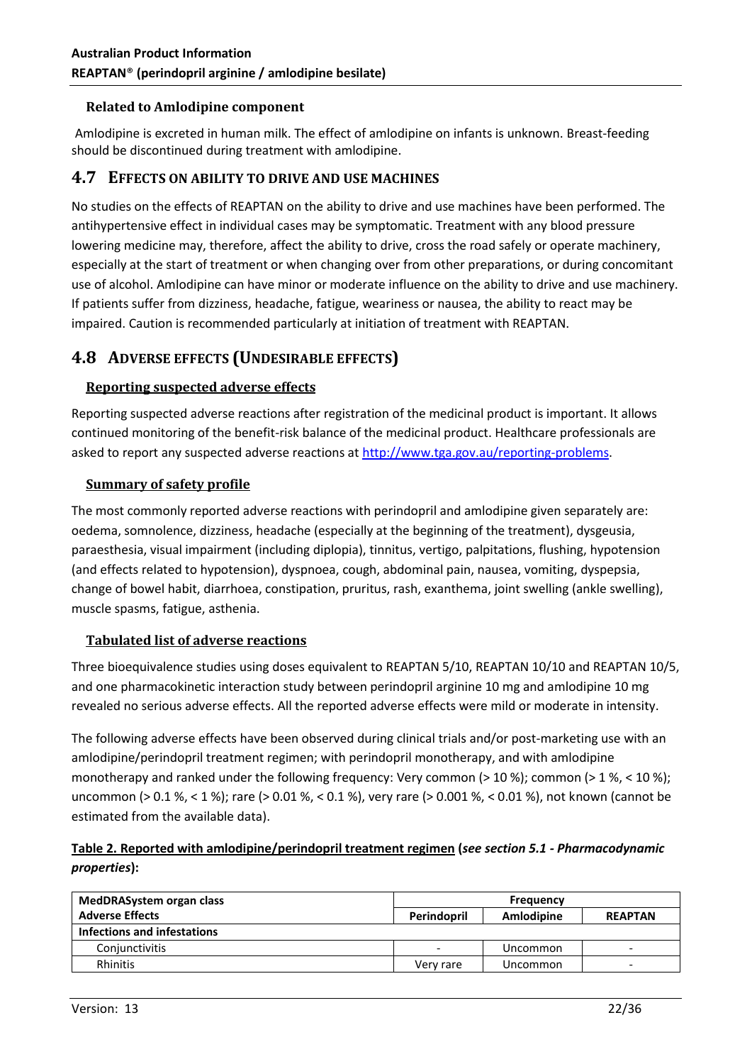### Related to Amlodipine component

Amlodipine is excreted in human milk. The effect of amlodipine on infants is unknown. Breast-feeding should be discontinued during treatment with amlodipine.

## 4.7 EFFECTS ON ABILITY TO DRIVE AND USE MACHINES

No studies on the effects of REAPTAN on the ability to drive and use machines have been performed. The antihypertensive effect in individual cases may be symptomatic. Treatment with any blood pressure lowering medicine may, therefore, affect the ability to drive, cross the road safely or operate machinery, especially at the start of treatment or when changing over from other preparations, or during concomitant use of alcohol. Amlodipine can have minor or moderate influence on the ability to drive and use machinery. If patients suffer from dizziness, headache, fatigue, weariness or nausea, the ability to react may be impaired. Caution is recommended particularly at initiation of treatment with REAPTAN.

## 4.8 ADVERSE EFFECTS (UNDESIRABLE EFFECTS)

### Reporting suspected adverse effects

Reporting suspected adverse reactions after registration of the medicinal product is important. It allows continued monitoring of the benefit-risk balance of the medicinal product. Healthcare professionals are asked to report any suspected adverse reactions at http://www.tga.gov.au/reporting-problems.

### Summary of safety profile

The most commonly reported adverse reactions with perindopril and amlodipine given separately are: oedema, somnolence, dizziness, headache (especially at the beginning of the treatment), dysgeusia, paraesthesia, visual impairment (including diplopia), tinnitus, vertigo, palpitations, flushing, hypotension (and effects related to hypotension), dyspnoea, cough, abdominal pain, nausea, vomiting, dyspepsia, change of bowel habit, diarrhoea, constipation, pruritus, rash, exanthema, joint swelling (ankle swelling), muscle spasms, fatigue, asthenia.

### Tabulated list of adverse reactions

Three bioequivalence studies using doses equivalent to REAPTAN 5/10, REAPTAN 10/10 and REAPTAN 10/5, and one pharmacokinetic interaction study between perindopril arginine 10 mg and amlodipine 10 mg revealed no serious adverse effects. All the reported adverse effects were mild or moderate in intensity.

The following adverse effects have been observed during clinical trials and/or post-marketing use with an amlodipine/perindopril treatment regimen; with perindopril monotherapy, and with amlodipine monotherapy and ranked under the following frequency: Very common (> 10 %); common (> 1 %, < 10 %); uncommon (> 0.1 %, < 1 %); rare (> 0.01 %, < 0.1 %), very rare (> 0.001 %, < 0.01 %), not known (cannot be estimated from the available data).

**Table 2. Reported with amlodipine/perindopril treatment regimen (*see section 5.1 - Pharmacodynamic properties*):**

| MedDRASystem organ class | Frequency | | |
|---|---|---|---|
| **Adverse Effects** | **Perindopril** | **Amlodipine** | **REAPTAN** |
| **Infections and infestations** | | | |
| Conjunctivitis | - | Uncommon | - |
| Rhinitis | Very rare | Uncommon | - |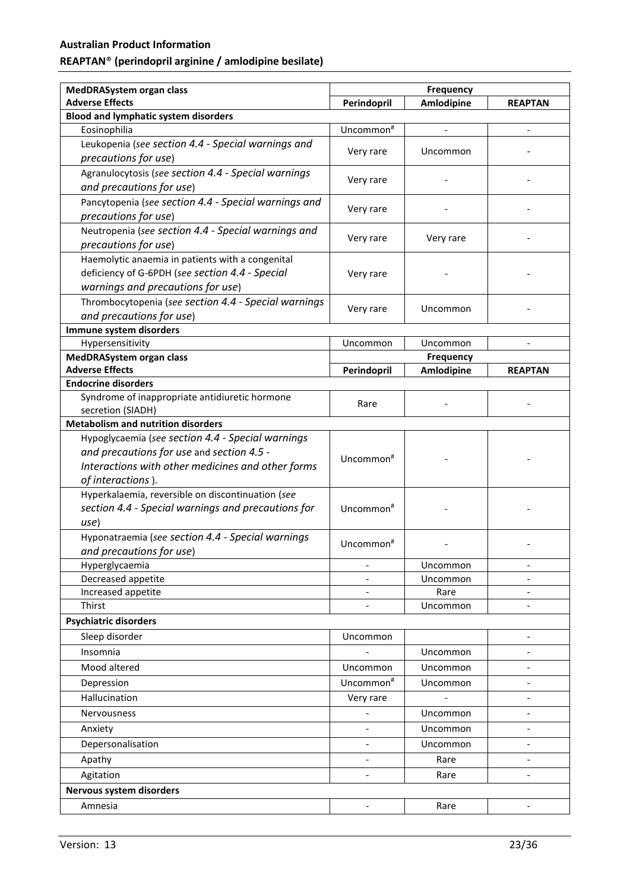| MedDRASystem organ class | Frequency | | |
|---|---|---|---|
| Adverse Effects | Perindopril | Amlodipine | REAPTAN |
| **Blood and lymphatic system disorders** | | | |
| Eosinophilia | Uncommon# | - | - |
| Leukopenia (*see section 4.4 - Special warnings and precautions for use*) | Very rare | Uncommon | - |
| Agranulocytosis (*see section 4.4 - Special warnings and precautions for use*) | Very rare | - | - |
| Pancytopenia (*see section 4.4 - Special warnings and precautions for use*) | Very rare | - | - |
| Neutropenia (*see section 4.4 - Special warnings and precautions for use*) | Very rare | Very rare | - |
| Haemolytic anaemia in patients with a congenital deficiency of G-6PDH (*see section 4.4 - Special warnings and precautions for use*) | Very rare | - | - |
| Thrombocytopenia (*see section 4.4 - Special warnings and precautions for use*) | Very rare | Uncommon | - |
| **Immune system disorders** | | | |
| Hypersensitivity | Uncommon | Uncommon | - |
| **MedDRASystem organ class** | **Frequency** | | |
| **Adverse Effects** | **Perindopril** | **Amlodipine** | **REAPTAN** |
| **Endocrine disorders** | | | |
| Syndrome of inappropriate antidiuretic hormone secretion (SIADH) | Rare | - | - |
| **Metabolism and nutrition disorders** | | | |
| Hypoglycaemia (*see section 4.4 - Special warnings and precautions for use* and *section 4.5 - Interactions with other medicines and other forms of interactions*). | Uncommon# | - | - |
| Hyperkalaemia, reversible on discontinuation (*see section 4.4 - Special warnings and precautions for use*) | Uncommon# | - | - |
| Hyponatraemia (*see section 4.4 - Special warnings and precautions for use*) | Uncommon# | - | - |
| Hyperglycaemia | - | Uncommon | - |
| Decreased appetite | - | Uncommon | - |
| Increased appetite | - | Rare | - |
| Thirst | - | Uncommon | - |
| **Psychiatric disorders** | | | |
| Sleep disorder | Uncommon | | - |
| Insomnia | - | Uncommon | - |
| Mood altered | Uncommon | Uncommon | - |
| Depression | Uncommon# | Uncommon | - |
| Hallucination | Very rare | - | - |
| Nervousness | - | Uncommon | - |
| Anxiety | - | Uncommon | - |
| Depersonalisation | - | Uncommon | - |
| Apathy | - | Rare | - |
| Agitation | - | Rare | - |
| **Nervous system disorders** | | | |
| Amnesia | - | Rare | - |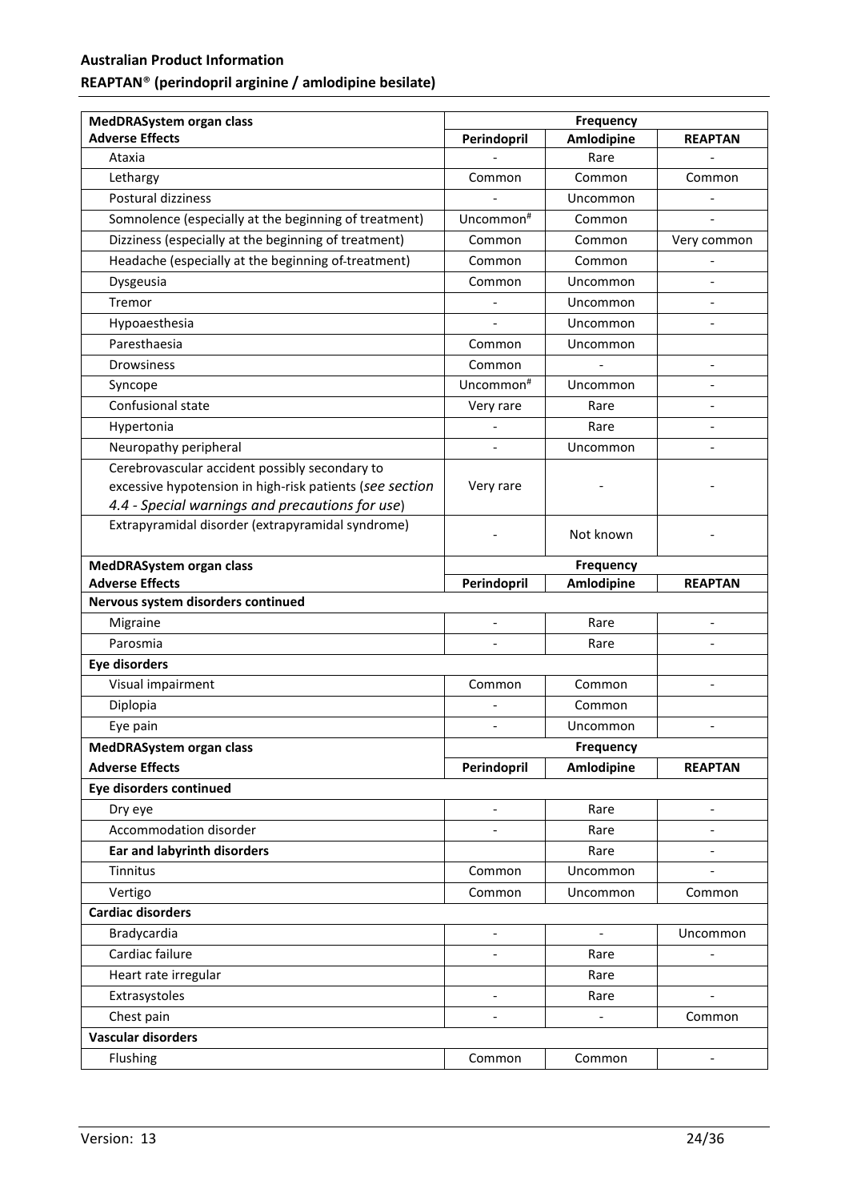| MedDRASystem organ class | Frequency | | |
|---|---|---|---|
| **Adverse Effects** | **Perindopril** | **Amlodipine** | **REAPTAN** |
| Ataxia | - | Rare | - |
| Lethargy | Common | Common | Common |
| Postural dizziness | - | Uncommon | - |
| Somnolence (especially at the beginning of treatment) | Uncommon[#] | Common | - |
| Dizziness (especially at the beginning of treatment) | Common | Common | Very common |
| Headache (especially at the beginning of-treatment) | Common | Common | - |
| Dysgeusia | Common | Uncommon | - |
| Tremor | - | Uncommon | - |
| Hypoaesthesia | - | Uncommon | - |
| Paresthaesia | Common | Uncommon | |
| Drowsiness | Common | - | - |
| Syncope | Uncommon[#] | Uncommon | - |
| Confusional state | Very rare | Rare | - |
| Hypertonia | - | Rare | - |
| Neuropathy peripheral | - | Uncommon | - |
| Cerebrovascular accident possibly secondary to excessive hypotension in high-risk patients (*see section 4.4 - Special warnings and precautions for use*) | Very rare | - | - |
| Extrapyramidal disorder (extrapyramidal syndrome) | - | Not known | - |
| **MedDRASystem organ class** | **Frequency** | | |
| **Adverse Effects** | **Perindopril** | **Amlodipine** | **REAPTAN** |
| **Nervous system disorders continued** | | | |
| Migraine | - | Rare | - |
| Parosmia | - | Rare | - |
| **Eye disorders** | | | |
| Visual impairment | Common | Common | - |
| Diplopia | - | Common | |
| Eye pain | - | Uncommon | - |
| **MedDRASystem organ class** | **Frequency** | | |
| **Adverse Effects** | **Perindopril** | **Amlodipine** | **REAPTAN** |
| **Eye disorders continued** | | | |
| Dry eye | - | Rare | - |
| Accommodation disorder | - | Rare | - |
| **Ear and labyrinth disorders** | | Rare | - |
| Tinnitus | Common | Uncommon | - |
| Vertigo | Common | Uncommon | Common |
| **Cardiac disorders** | | | |
| Bradycardia | - | - | Uncommon |
| Cardiac failure | - | Rare | - |
| Heart rate irregular | | Rare | |
| Extrasystoles | - | Rare | - |
| Chest pain | - | - | Common |
| **Vascular disorders** | | | |
| Flushing | Common | Common | - |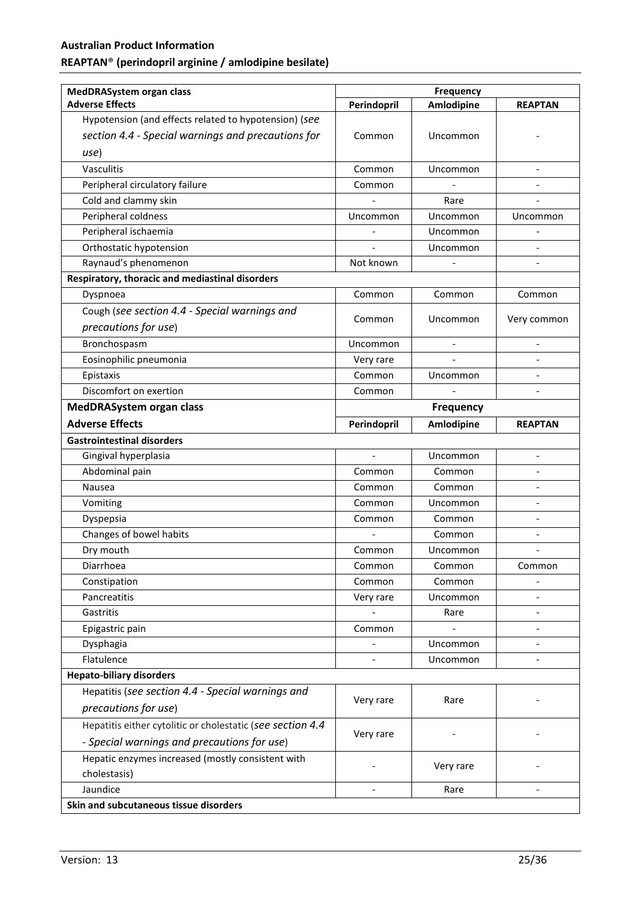| MedDRASystem organ class<br>Adverse Effects | Frequency | | |
|---|---|---|---|
| | Perindopril | Amlodipine | REAPTAN |
| Hypotension (and effects related to hypotension) (*see section 4.4 - Special warnings and precautions for use*) | Common | Uncommon | - |
| Vasculitis | Common | Uncommon | - |
| Peripheral circulatory failure | Common | - | - |
| Cold and clammy skin | - | Rare | - |
| Peripheral coldness | Uncommon | Uncommon | Uncommon |
| Peripheral ischaemia | - | Uncommon | - |
| Orthostatic hypotension | - | Uncommon | - |
| Raynaud's phenomenon | Not known | - | - |
| **Respiratory, thoracic and mediastinal disorders** | | | |
| Dyspnoea | Common | Common | Common |
| Cough (*see section 4.4 - Special warnings and precautions for use*) | Common | Uncommon | Very common |
| Bronchospasm | Uncommon | - | - |
| Eosinophilic pneumonia | Very rare | - | - |
| Epistaxis | Common | Uncommon | - |
| Discomfort on exertion | Common | - | - |
| **MedDRASystem organ class** | **Frequency** | | |
| **Adverse Effects** | **Perindopril** | **Amlodipine** | **REAPTAN** |
| **Gastrointestinal disorders** | | | |
| Gingival hyperplasia | - | Uncommon | - |
| Abdominal pain | Common | Common | - |
| Nausea | Common | Common | - |
| Vomiting | Common | Uncommon | - |
| Dyspepsia | Common | Common | - |
| Changes of bowel habits | - | Common | - |
| Dry mouth | Common | Uncommon | - |
| Diarrhoea | Common | Common | Common |
| Constipation | Common | Common | - |
| Pancreatitis | Very rare | Uncommon | - |
| Gastritis | - | Rare | - |
| Epigastric pain | Common | - | - |
| Dysphagia | - | Uncommon | - |
| Flatulence | - | Uncommon | - |
| **Hepato-biliary disorders** | | | |
| Hepatitis (*see section 4.4 - Special warnings and precautions for use*) | Very rare | Rare | - |
| Hepatitis either cytilitic or cholestatic (*see section 4.4 - Special warnings and precautions for use*) | Very rare | - | - |
| Hepatic enzymes increased (mostly consistent with cholestasis) | - | Very rare | - |
| Jaundice | - | Rare | - |
| **Skin and subcutaneous tissue disorders** | | | |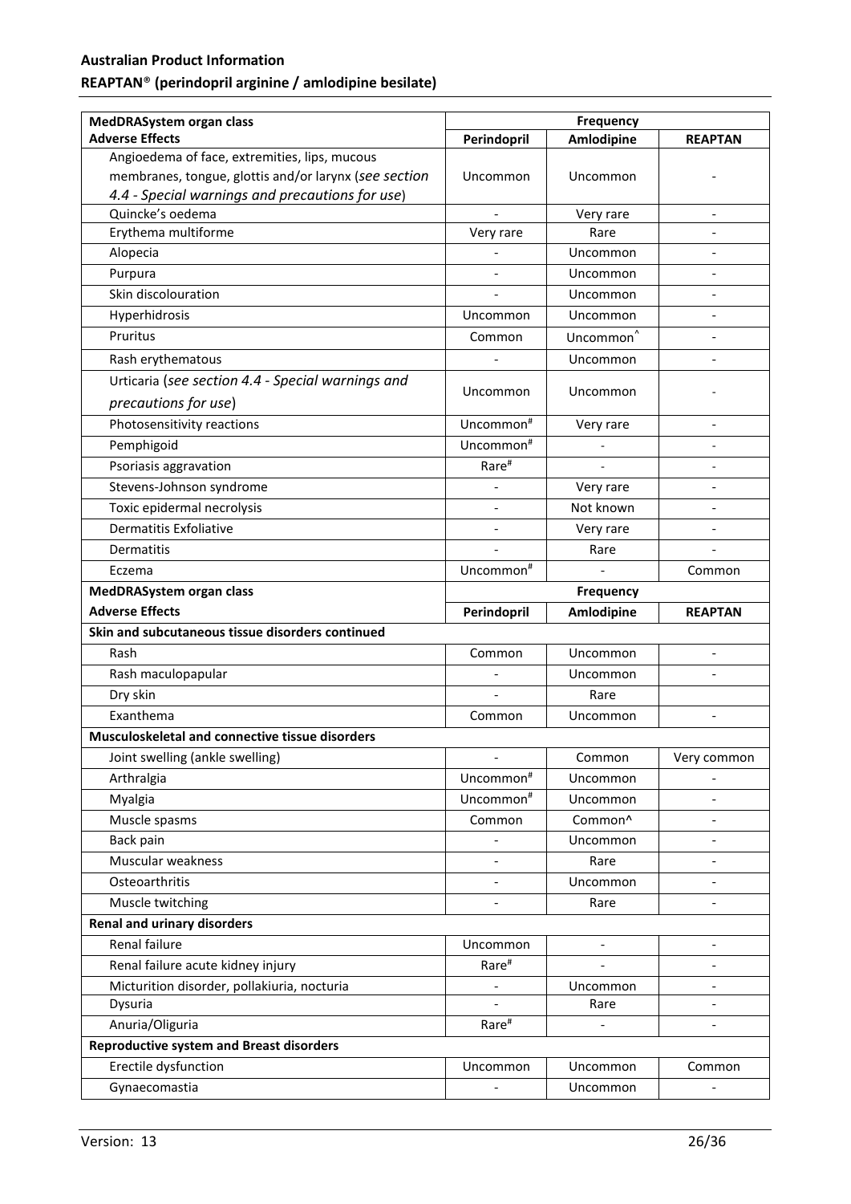| MedDRASystem organ class | Frequency | | |
|---|---|---|---|
| **Adverse Effects** | **Perindopril** | **Amlodipine** | **REAPTAN** |
| Angioedema of face, extremities, lips, mucous membranes, tongue, glottis and/or larynx (*see section 4.4 - Special warnings and precautions for use*) | Uncommon | Uncommon | - |
| Quincke's oedema | - | Very rare | - |
| Erythema multiforme | Very rare | Rare | - |
| Alopecia | - | Uncommon | - |
| Purpura | - | Uncommon | - |
| Skin discolouration | - | Uncommon | - |
| Hyperhidrosis | Uncommon | Uncommon | - |
| Pruritus | Common | Uncommon^ | - |
| Rash erythematous | - | Uncommon | - |
| Urticaria (*see section 4.4 - Special warnings and precautions for use*) | Uncommon | Uncommon | - |
| Photosensitivity reactions | Uncommon# | Very rare | - |
| Pemphigoid | Uncommon# | - | - |
| Psoriasis aggravation | Rare# | - | - |
| Stevens-Johnson syndrome | - | Very rare | - |
| Toxic epidermal necrolysis | - | Not known | - |
| Dermatitis Exfoliative | - | Very rare | - |
| Dermatitis | - | Rare | - |
| Eczema | Uncommon# | - | Common |
| **MedDRASystem organ class** | **Frequency** | | |
| **Adverse Effects** | **Perindopril** | **Amlodipine** | **REAPTAN** |
| **Skin and subcutaneous tissue disorders continued** | | | |
| Rash | Common | Uncommon | - |
| Rash maculopapular | - | Uncommon | - |
| Dry skin | - | Rare | |
| Exanthema | Common | Uncommon | - |
| **Musculoskeletal and connective tissue disorders** | | | |
| Joint swelling (ankle swelling) | - | Common | Very common |
| Arthralgia | Uncommon# | Uncommon | - |
| Myalgia | Uncommon# | Uncommon | - |
| Muscle spasms | Common | Common^ | - |
| Back pain | - | Uncommon | - |
| Muscular weakness | - | Rare | - |
| Osteoarthritis | - | Uncommon | - |
| Muscle twitching | - | Rare | - |
| **Renal and urinary disorders** | | | |
| Renal failure | Uncommon | - | - |
| Renal failure acute kidney injury | Rare# | - | - |
| Micturition disorder, pollakiuria, nocturia | - | Uncommon | - |
| Dysuria | - | Rare | - |
| Anuria/Oliguria | Rare# | - | - |
| **Reproductive system and Breast disorders** | | | |
| Erectile dysfunction | Uncommon | Uncommon | Common |
| Gynaecomastia | - | Uncommon | - |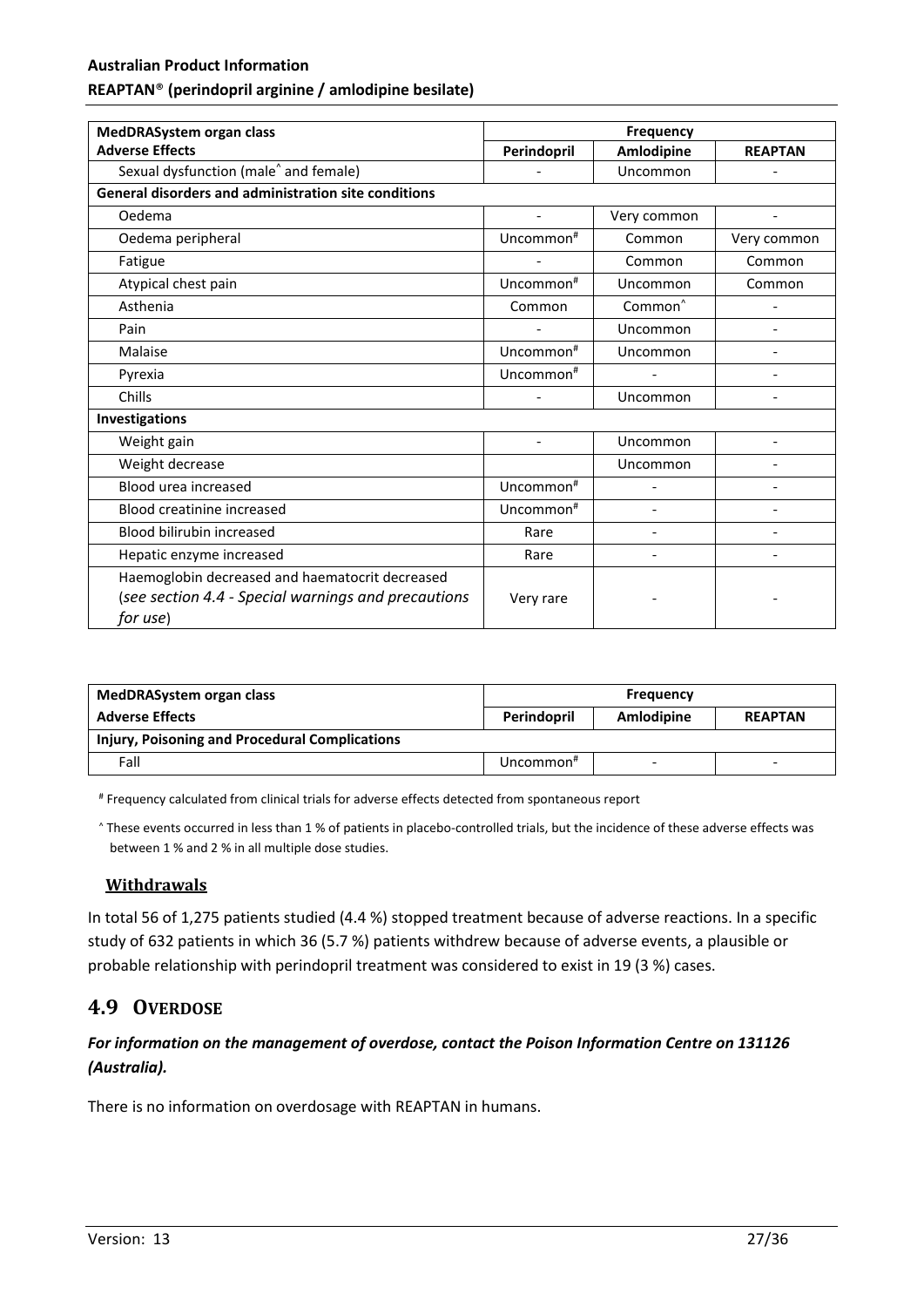| MedDRASystem organ class | Frequency | | |
|---|---|---|---|
| **Adverse Effects** | **Perindopril** | **Amlodipine** | **REAPTAN** |
| Sexual dysfunction (male^ and female) | - | Uncommon | - |
| **General disorders and administration site conditions** | | | |
| Oedema | - | Very common | - |
| Oedema peripheral | Uncommon# | Common | Very common |
| Fatigue | - | Common | Common |
| Atypical chest pain | Uncommon# | Uncommon | Common |
| Asthenia | Common | Common^ | - |
| Pain | - | Uncommon | - |
| Malaise | Uncommon# | Uncommon | - |
| Pyrexia | Uncommon# | - | - |
| Chills | - | Uncommon | - |
| **Investigations** | | | |
| Weight gain | - | Uncommon | - |
| Weight decrease | | Uncommon | - |
| Blood urea increased | Uncommon# | - | - |
| Blood creatinine increased | Uncommon# | - | - |
| Blood bilirubin increased | Rare | - | - |
| Hepatic enzyme increased | Rare | - | - |
| Haemoglobin decreased and haematocrit decreased (*see section 4.4 - Special warnings and precautions for use*) | Very rare | - | - |

| MedDRASystem organ class | Frequency | | |
|---|---|---|---|
| **Adverse Effects** | **Perindopril** | **Amlodipine** | **REAPTAN** |
| **Injury, Poisoning and Procedural Complications** | | | |
| Fall | Uncommon# | - | - |

# Frequency calculated from clinical trials for adverse effects detected from spontaneous report

^ These events occurred in less than 1 % of patients in placebo-controlled trials, but the incidence of these adverse effects was between 1 % and 2 % in all multiple dose studies.

### Withdrawals

In total 56 of 1,275 patients studied (4.4 %) stopped treatment because of adverse reactions. In a specific study of 632 patients in which 36 (5.7 %) patients withdrew because of adverse events, a plausible or probable relationship with perindopril treatment was considered to exist in 19 (3 %) cases.

## 4.9 Overdose

***For information on the management of overdose, contact the Poison Information Centre on 131126 (Australia).***

There is no information on overdosage with REAPTAN in humans.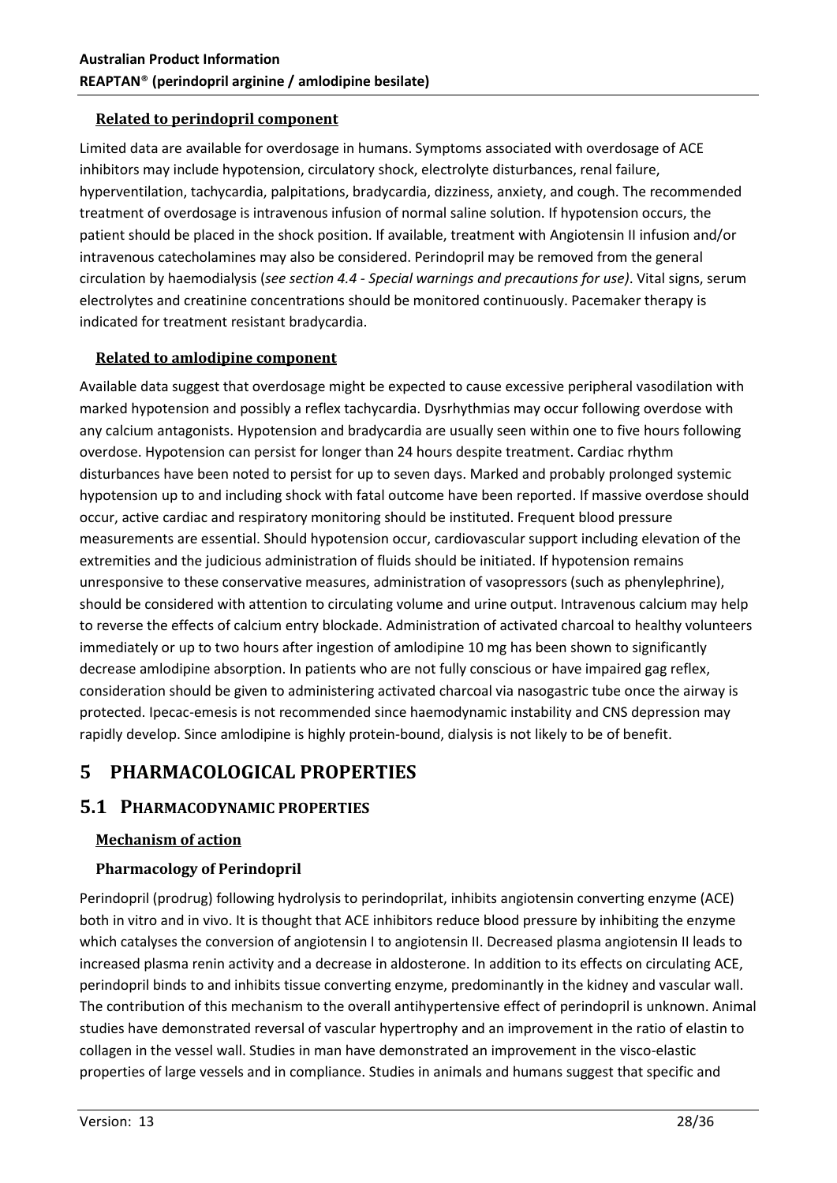#### Related to perindopril component

Limited data are available for overdosage in humans. Symptoms associated with overdosage of ACE inhibitors may include hypotension, circulatory shock, electrolyte disturbances, renal failure, hyperventilation, tachycardia, palpitations, bradycardia, dizziness, anxiety, and cough. The recommended treatment of overdosage is intravenous infusion of normal saline solution. If hypotension occurs, the patient should be placed in the shock position. If available, treatment with Angiotensin II infusion and/or intravenous catecholamines may also be considered. Perindopril may be removed from the general circulation by haemodialysis (*see section 4.4 - Special warnings and precautions for use)*. Vital signs, serum electrolytes and creatinine concentrations should be monitored continuously. Pacemaker therapy is indicated for treatment resistant bradycardia.

#### Related to amlodipine component

Available data suggest that overdosage might be expected to cause excessive peripheral vasodilation with marked hypotension and possibly a reflex tachycardia. Dysrhythmias may occur following overdose with any calcium antagonists. Hypotension and bradycardia are usually seen within one to five hours following overdose. Hypotension can persist for longer than 24 hours despite treatment. Cardiac rhythm disturbances have been noted to persist for up to seven days. Marked and probably prolonged systemic hypotension up to and including shock with fatal outcome have been reported. If massive overdose should occur, active cardiac and respiratory monitoring should be instituted. Frequent blood pressure measurements are essential. Should hypotension occur, cardiovascular support including elevation of the extremities and the judicious administration of fluids should be initiated. If hypotension remains unresponsive to these conservative measures, administration of vasopressors (such as phenylephrine), should be considered with attention to circulating volume and urine output. Intravenous calcium may help to reverse the effects of calcium entry blockade. Administration of activated charcoal to healthy volunteers immediately or up to two hours after ingestion of amlodipine 10 mg has been shown to significantly decrease amlodipine absorption. In patients who are not fully conscious or have impaired gag reflex, consideration should be given to administering activated charcoal via nasogastric tube once the airway is protected. Ipecac-emesis is not recommended since haemodynamic instability and CNS depression may rapidly develop. Since amlodipine is highly protein-bound, dialysis is not likely to be of benefit.

# 5 PHARMACOLOGICAL PROPERTIES

## 5.1 PHARMACODYNAMIC PROPERTIES

#### Mechanism of action

#### Pharmacology of Perindopril

Perindopril (prodrug) following hydrolysis to perindoprilat, inhibits angiotensin converting enzyme (ACE) both in vitro and in vivo. It is thought that ACE inhibitors reduce blood pressure by inhibiting the enzyme which catalyses the conversion of angiotensin I to angiotensin II. Decreased plasma angiotensin II leads to increased plasma renin activity and a decrease in aldosterone. In addition to its effects on circulating ACE, perindopril binds to and inhibits tissue converting enzyme, predominantly in the kidney and vascular wall. The contribution of this mechanism to the overall antihypertensive effect of perindopril is unknown. Animal studies have demonstrated reversal of vascular hypertrophy and an improvement in the ratio of elastin to collagen in the vessel wall. Studies in man have demonstrated an improvement in the visco-elastic properties of large vessels and in compliance. Studies in animals and humans suggest that specific and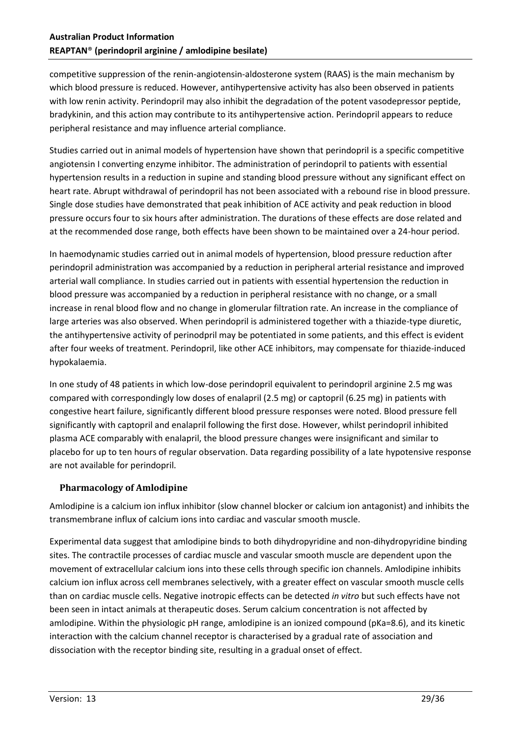competitive suppression of the renin-angiotensin-aldosterone system (RAAS) is the main mechanism by which blood pressure is reduced. However, antihypertensive activity has also been observed in patients with low renin activity. Perindopril may also inhibit the degradation of the potent vasodepressor peptide, bradykinin, and this action may contribute to its antihypertensive action. Perindopril appears to reduce peripheral resistance and may influence arterial compliance.

Studies carried out in animal models of hypertension have shown that perindopril is a specific competitive angiotensin I converting enzyme inhibitor. The administration of perindopril to patients with essential hypertension results in a reduction in supine and standing blood pressure without any significant effect on heart rate. Abrupt withdrawal of perindopril has not been associated with a rebound rise in blood pressure. Single dose studies have demonstrated that peak inhibition of ACE activity and peak reduction in blood pressure occurs four to six hours after administration. The durations of these effects are dose related and at the recommended dose range, both effects have been shown to be maintained over a 24-hour period.

In haemodynamic studies carried out in animal models of hypertension, blood pressure reduction after perindopril administration was accompanied by a reduction in peripheral arterial resistance and improved arterial wall compliance. In studies carried out in patients with essential hypertension the reduction in blood pressure was accompanied by a reduction in peripheral resistance with no change, or a small increase in renal blood flow and no change in glomerular filtration rate. An increase in the compliance of large arteries was also observed. When perindopril is administered together with a thiazide-type diuretic, the antihypertensive activity of perinodpril may be potentiated in some patients, and this effect is evident after four weeks of treatment. Perindopril, like other ACE inhibitors, may compensate for thiazide-induced hypokalaemia.

In one study of 48 patients in which low-dose perindopril equivalent to perindopril arginine 2.5 mg was compared with correspondingly low doses of enalapril (2.5 mg) or captopril (6.25 mg) in patients with congestive heart failure, significantly different blood pressure responses were noted. Blood pressure fell significantly with captopril and enalapril following the first dose. However, whilst perindopril inhibited plasma ACE comparably with enalapril, the blood pressure changes were insignificant and similar to placebo for up to ten hours of regular observation. Data regarding possibility of a late hypotensive response are not available for perindopril.

### Pharmacology of Amlodipine

Amlodipine is a calcium ion influx inhibitor (slow channel blocker or calcium ion antagonist) and inhibits the transmembrane influx of calcium ions into cardiac and vascular smooth muscle.

Experimental data suggest that amlodipine binds to both dihydropyridine and non-dihydropyridine binding sites. The contractile processes of cardiac muscle and vascular smooth muscle are dependent upon the movement of extracellular calcium ions into these cells through specific ion channels. Amlodipine inhibits calcium ion influx across cell membranes selectively, with a greater effect on vascular smooth muscle cells than on cardiac muscle cells. Negative inotropic effects can be detected *in vitro* but such effects have not been seen in intact animals at therapeutic doses. Serum calcium concentration is not affected by amlodipine. Within the physiologic pH range, amlodipine is an ionized compound (pKa=8.6), and its kinetic interaction with the calcium channel receptor is characterised by a gradual rate of association and dissociation with the receptor binding site, resulting in a gradual onset of effect.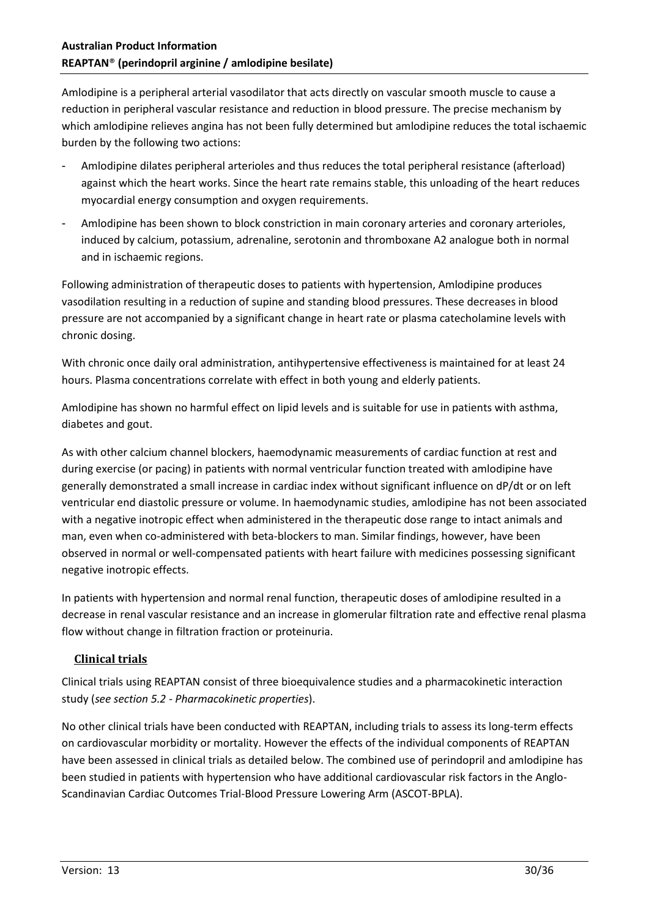Amlodipine is a peripheral arterial vasodilator that acts directly on vascular smooth muscle to cause a reduction in peripheral vascular resistance and reduction in blood pressure. The precise mechanism by which amlodipine relieves angina has not been fully determined but amlodipine reduces the total ischaemic burden by the following two actions:

- Amlodipine dilates peripheral arterioles and thus reduces the total peripheral resistance (afterload) against which the heart works. Since the heart rate remains stable, this unloading of the heart reduces myocardial energy consumption and oxygen requirements.
- Amlodipine has been shown to block constriction in main coronary arteries and coronary arterioles, induced by calcium, potassium, adrenaline, serotonin and thromboxane A2 analogue both in normal and in ischaemic regions.

Following administration of therapeutic doses to patients with hypertension, Amlodipine produces vasodilation resulting in a reduction of supine and standing blood pressures. These decreases in blood pressure are not accompanied by a significant change in heart rate or plasma catecholamine levels with chronic dosing.

With chronic once daily oral administration, antihypertensive effectiveness is maintained for at least 24 hours. Plasma concentrations correlate with effect in both young and elderly patients.

Amlodipine has shown no harmful effect on lipid levels and is suitable for use in patients with asthma, diabetes and gout.

As with other calcium channel blockers, haemodynamic measurements of cardiac function at rest and during exercise (or pacing) in patients with normal ventricular function treated with amlodipine have generally demonstrated a small increase in cardiac index without significant influence on dP/dt or on left ventricular end diastolic pressure or volume. In haemodynamic studies, amlodipine has not been associated with a negative inotropic effect when administered in the therapeutic dose range to intact animals and man, even when co-administered with beta-blockers to man. Similar findings, however, have been observed in normal or well-compensated patients with heart failure with medicines possessing significant negative inotropic effects.

In patients with hypertension and normal renal function, therapeutic doses of amlodipine resulted in a decrease in renal vascular resistance and an increase in glomerular filtration rate and effective renal plasma flow without change in filtration fraction or proteinuria.

## Clinical trials

Clinical trials using REAPTAN consist of three bioequivalence studies and a pharmacokinetic interaction study (*see section 5.2 - Pharmacokinetic properties*).

No other clinical trials have been conducted with REAPTAN, including trials to assess its long-term effects on cardiovascular morbidity or mortality. However the effects of the individual components of REAPTAN have been assessed in clinical trials as detailed below. The combined use of perindopril and amlodipine has been studied in patients with hypertension who have additional cardiovascular risk factors in the Anglo-Scandinavian Cardiac Outcomes Trial-Blood Pressure Lowering Arm (ASCOT-BPLA).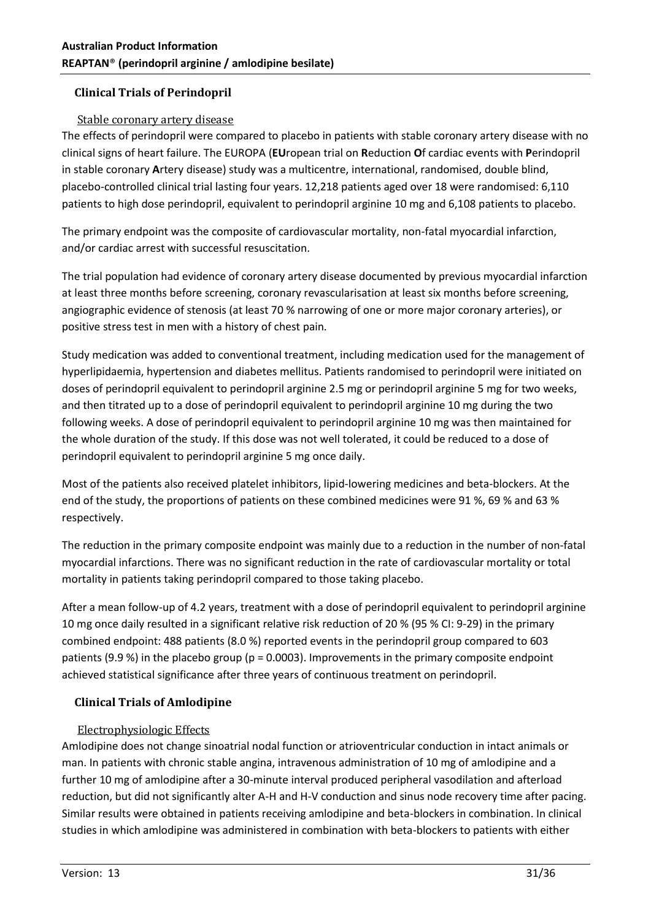## Clinical Trials of Perindopril

### Stable coronary artery disease

The effects of perindopril were compared to placebo in patients with stable coronary artery disease with no clinical signs of heart failure. The EUROPA (**EU**ropean trial on **R**eduction **O**f cardiac events with **P**erindopril in stable coronary **A**rtery disease) study was a multicentre, international, randomised, double blind, placebo-controlled clinical trial lasting four years. 12,218 patients aged over 18 were randomised: 6,110 patients to high dose perindopril, equivalent to perindopril arginine 10 mg and 6,108 patients to placebo.

The primary endpoint was the composite of cardiovascular mortality, non-fatal myocardial infarction, and/or cardiac arrest with successful resuscitation.

The trial population had evidence of coronary artery disease documented by previous myocardial infarction at least three months before screening, coronary revascularisation at least six months before screening, angiographic evidence of stenosis (at least 70 % narrowing of one or more major coronary arteries), or positive stress test in men with a history of chest pain.

Study medication was added to conventional treatment, including medication used for the management of hyperlipidaemia, hypertension and diabetes mellitus. Patients randomised to perindopril were initiated on doses of perindopril equivalent to perindopril arginine 2.5 mg or perindopril arginine 5 mg for two weeks, and then titrated up to a dose of perindopril equivalent to perindopril arginine 10 mg during the two following weeks. A dose of perindopril equivalent to perindopril arginine 10 mg was then maintained for the whole duration of the study. If this dose was not well tolerated, it could be reduced to a dose of perindopril equivalent to perindopril arginine 5 mg once daily.

Most of the patients also received platelet inhibitors, lipid-lowering medicines and beta-blockers. At the end of the study, the proportions of patients on these combined medicines were 91 %, 69 % and 63 % respectively.

The reduction in the primary composite endpoint was mainly due to a reduction in the number of non-fatal myocardial infarctions. There was no significant reduction in the rate of cardiovascular mortality or total mortality in patients taking perindopril compared to those taking placebo.

After a mean follow-up of 4.2 years, treatment with a dose of perindopril equivalent to perindopril arginine 10 mg once daily resulted in a significant relative risk reduction of 20 % (95 % CI: 9-29) in the primary combined endpoint: 488 patients (8.0 %) reported events in the perindopril group compared to 603 patients (9.9 %) in the placebo group ($p = 0.0003$). Improvements in the primary composite endpoint achieved statistical significance after three years of continuous treatment on perindopril.

## Clinical Trials of Amlodipine

### Electrophysiologic Effects

Amlodipine does not change sinoatrial nodal function or atrioventricular conduction in intact animals or man. In patients with chronic stable angina, intravenous administration of 10 mg of amlodipine and a further 10 mg of amlodipine after a 30-minute interval produced peripheral vasodilation and afterload reduction, but did not significantly alter A-H and H-V conduction and sinus node recovery time after pacing. Similar results were obtained in patients receiving amlodipine and beta-blockers in combination. In clinical studies in which amlodipine was administered in combination with beta-blockers to patients with either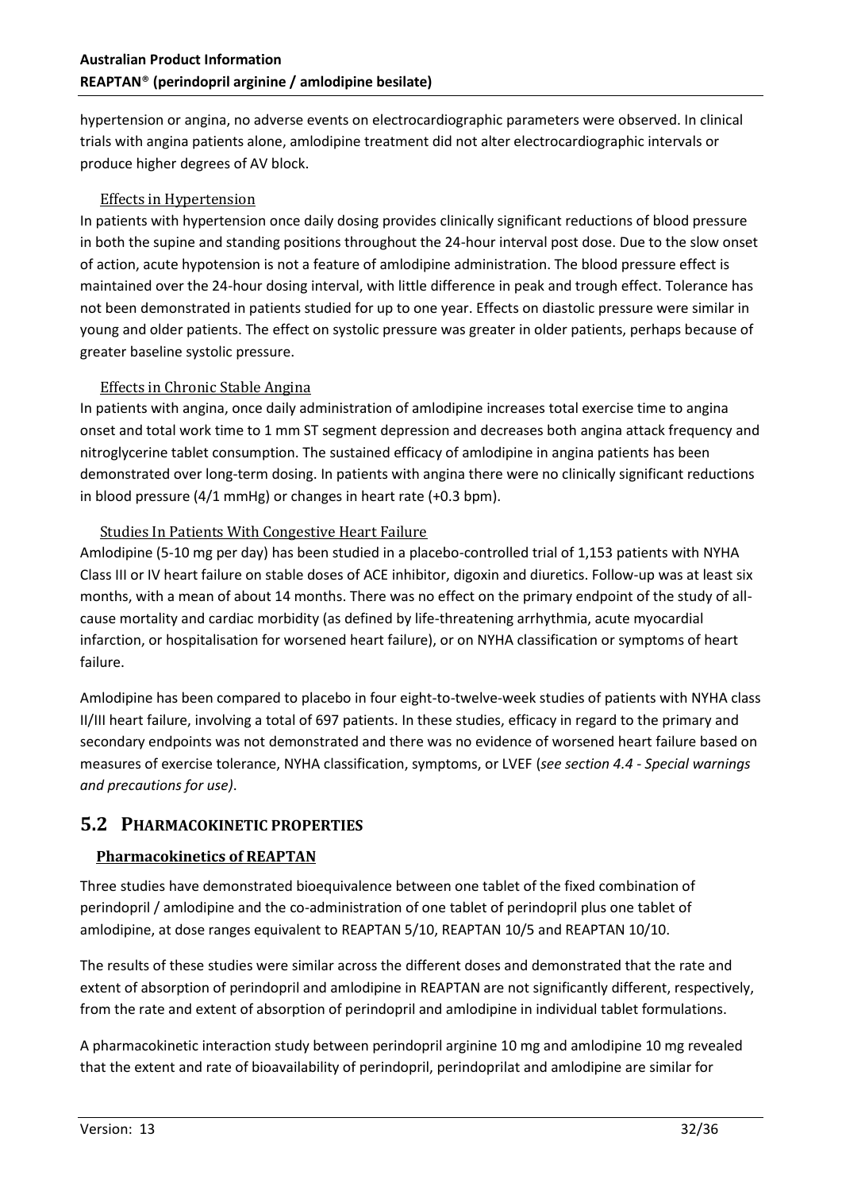hypertension or angina, no adverse events on electrocardiographic parameters were observed. In clinical trials with angina patients alone, amlodipine treatment did not alter electrocardiographic intervals or produce higher degrees of AV block.

#### Effects in Hypertension

In patients with hypertension once daily dosing provides clinically significant reductions of blood pressure in both the supine and standing positions throughout the 24-hour interval post dose. Due to the slow onset of action, acute hypotension is not a feature of amlodipine administration. The blood pressure effect is maintained over the 24-hour dosing interval, with little difference in peak and trough effect. Tolerance has not been demonstrated in patients studied for up to one year. Effects on diastolic pressure were similar in young and older patients. The effect on systolic pressure was greater in older patients, perhaps because of greater baseline systolic pressure.

#### Effects in Chronic Stable Angina

In patients with angina, once daily administration of amlodipine increases total exercise time to angina onset and total work time to 1 mm ST segment depression and decreases both angina attack frequency and nitroglycerine tablet consumption. The sustained efficacy of amlodipine in angina patients has been demonstrated over long-term dosing. In patients with angina there were no clinically significant reductions in blood pressure (4/1 mmHg) or changes in heart rate (+0.3 bpm).

#### Studies In Patients With Congestive Heart Failure

Amlodipine (5-10 mg per day) has been studied in a placebo-controlled trial of 1,153 patients with NYHA Class III or IV heart failure on stable doses of ACE inhibitor, digoxin and diuretics. Follow-up was at least six months, with a mean of about 14 months. There was no effect on the primary endpoint of the study of all-cause mortality and cardiac morbidity (as defined by life-threatening arrhythmia, acute myocardial infarction, or hospitalisation for worsened heart failure), or on NYHA classification or symptoms of heart failure.

Amlodipine has been compared to placebo in four eight-to-twelve-week studies of patients with NYHA class II/III heart failure, involving a total of 697 patients. In these studies, efficacy in regard to the primary and secondary endpoints was not demonstrated and there was no evidence of worsened heart failure based on measures of exercise tolerance, NYHA classification, symptoms, or LVEF (*see section 4.4 - Special warnings and precautions for use)*.

## 5.2 PHARMACOKINETIC PROPERTIES

### Pharmacokinetics of REAPTAN

Three studies have demonstrated bioequivalence between one tablet of the fixed combination of perindopril / amlodipine and the co-administration of one tablet of perindopril plus one tablet of amlodipine, at dose ranges equivalent to REAPTAN 5/10, REAPTAN 10/5 and REAPTAN 10/10.

The results of these studies were similar across the different doses and demonstrated that the rate and extent of absorption of perindopril and amlodipine in REAPTAN are not significantly different, respectively, from the rate and extent of absorption of perindopril and amlodipine in individual tablet formulations.

A pharmacokinetic interaction study between perindopril arginine 10 mg and amlodipine 10 mg revealed that the extent and rate of bioavailability of perindopril, perindoprilat and amlodipine are similar for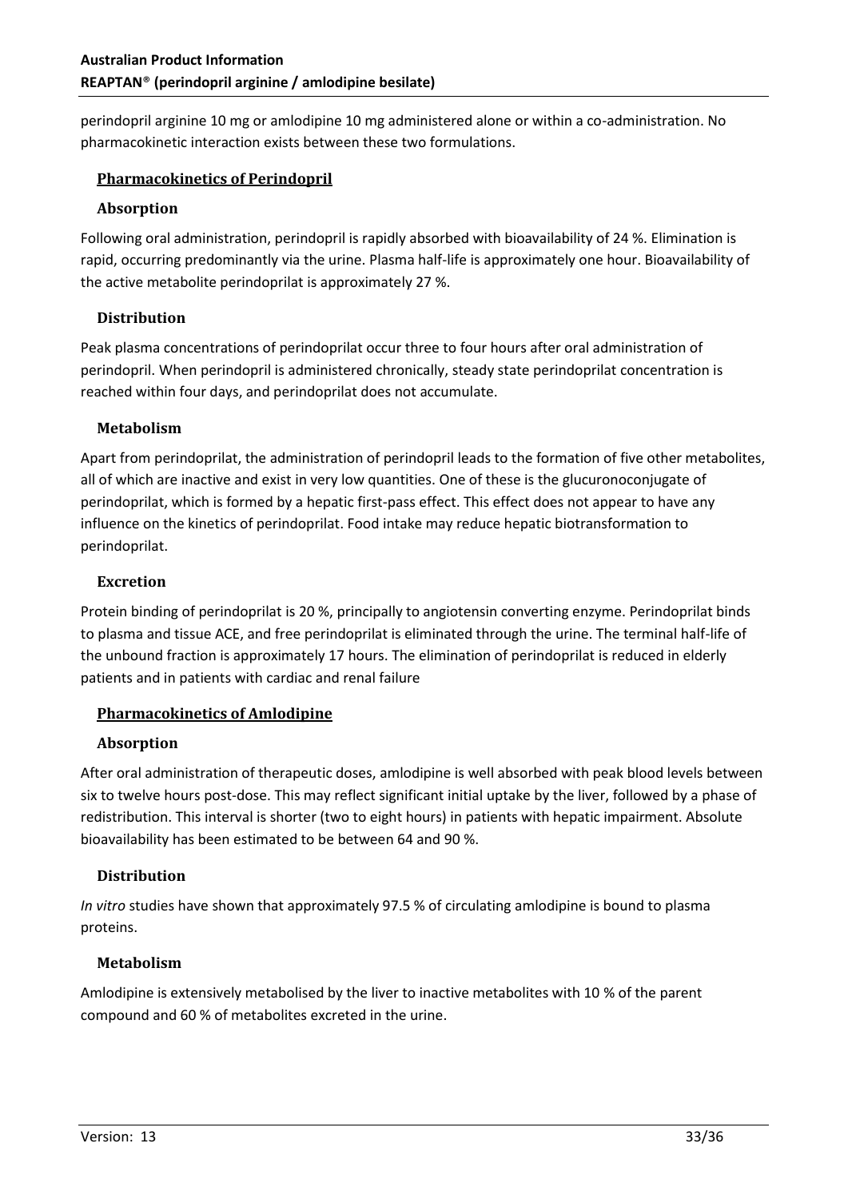perindopril arginine 10 mg or amlodipine 10 mg administered alone or within a co-administration. No pharmacokinetic interaction exists between these two formulations.

### Pharmacokinetics of Perindopril

#### Absorption

Following oral administration, perindopril is rapidly absorbed with bioavailability of 24 %. Elimination is rapid, occurring predominantly via the urine. Plasma half-life is approximately one hour. Bioavailability of the active metabolite perindoprilat is approximately 27 %.

#### Distribution

Peak plasma concentrations of perindoprilat occur three to four hours after oral administration of perindopril. When perindopril is administered chronically, steady state perindoprilat concentration is reached within four days, and perindoprilat does not accumulate.

#### Metabolism

Apart from perindoprilat, the administration of perindopril leads to the formation of five other metabolites, all of which are inactive and exist in very low quantities. One of these is the glucuronoconjugate of perindoprilat, which is formed by a hepatic first-pass effect. This effect does not appear to have any influence on the kinetics of perindoprilat. Food intake may reduce hepatic biotransformation to perindoprilat.

#### Excretion

Protein binding of perindoprilat is 20 %, principally to angiotensin converting enzyme. Perindoprilat binds to plasma and tissue ACE, and free perindoprilat is eliminated through the urine. The terminal half-life of the unbound fraction is approximately 17 hours. The elimination of perindoprilat is reduced in elderly patients and in patients with cardiac and renal failure

### Pharmacokinetics of Amlodipine

#### Absorption

After oral administration of therapeutic doses, amlodipine is well absorbed with peak blood levels between six to twelve hours post-dose. This may reflect significant initial uptake by the liver, followed by a phase of redistribution. This interval is shorter (two to eight hours) in patients with hepatic impairment. Absolute bioavailability has been estimated to be between 64 and 90 %.

#### Distribution

*In vitro* studies have shown that approximately 97.5 % of circulating amlodipine is bound to plasma proteins.

#### Metabolism

Amlodipine is extensively metabolised by the liver to inactive metabolites with 10 % of the parent compound and 60 % of metabolites excreted in the urine.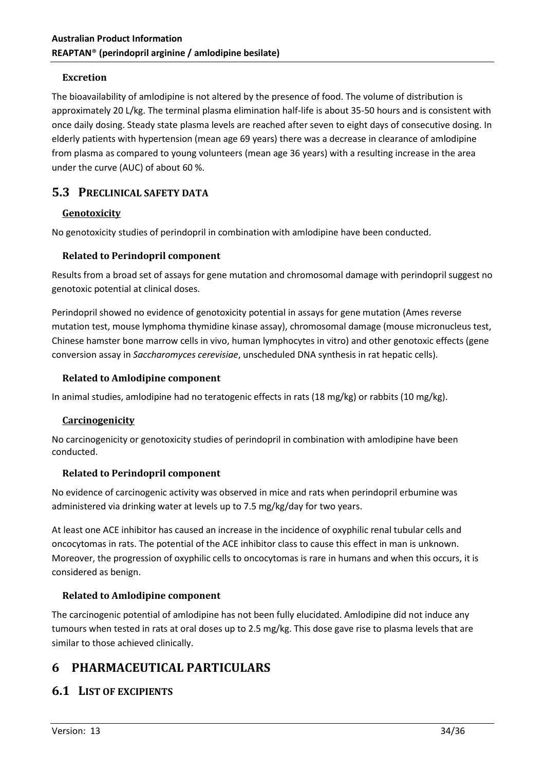#### Excretion

The bioavailability of amlodipine is not altered by the presence of food. The volume of distribution is approximately 20 L/kg. The terminal plasma elimination half-life is about 35-50 hours and is consistent with once daily dosing. Steady state plasma levels are reached after seven to eight days of consecutive dosing. In elderly patients with hypertension (mean age 69 years) there was a decrease in clearance of amlodipine from plasma as compared to young volunteers (mean age 36 years) with a resulting increase in the area under the curve (AUC) of about 60 %.

## 5.3 Preclinical safety data

### Genotoxicity

No genotoxicity studies of perindopril in combination with amlodipine have been conducted.

#### Related to Perindopril component

Results from a broad set of assays for gene mutation and chromosomal damage with perindopril suggest no genotoxic potential at clinical doses.

Perindopril showed no evidence of genotoxicity potential in assays for gene mutation (Ames reverse mutation test, mouse lymphoma thymidine kinase assay), chromosomal damage (mouse micronucleus test, Chinese hamster bone marrow cells in vivo, human lymphocytes in vitro) and other genotoxic effects (gene conversion assay in *Saccharomyces cerevisiae*, unscheduled DNA synthesis in rat hepatic cells).

#### Related to Amlodipine component

In animal studies, amlodipine had no teratogenic effects in rats (18 mg/kg) or rabbits (10 mg/kg).

### Carcinogenicity

No carcinogenicity or genotoxicity studies of perindopril in combination with amlodipine have been conducted.

#### Related to Perindopril component

No evidence of carcinogenic activity was observed in mice and rats when perindopril erbumine was administered via drinking water at levels up to 7.5 mg/kg/day for two years.

At least one ACE inhibitor has caused an increase in the incidence of oxyphilic renal tubular cells and oncocytomas in rats. The potential of the ACE inhibitor class to cause this effect in man is unknown. Moreover, the progression of oxyphilic cells to oncocytomas is rare in humans and when this occurs, it is considered as benign.

#### Related to Amlodipine component

The carcinogenic potential of amlodipine has not been fully elucidated. Amlodipine did not induce any tumours when tested in rats at oral doses up to 2.5 mg/kg. This dose gave rise to plasma levels that are similar to those achieved clinically.

# 6 PHARMACEUTICAL PARTICULARS

## 6.1 List of excipients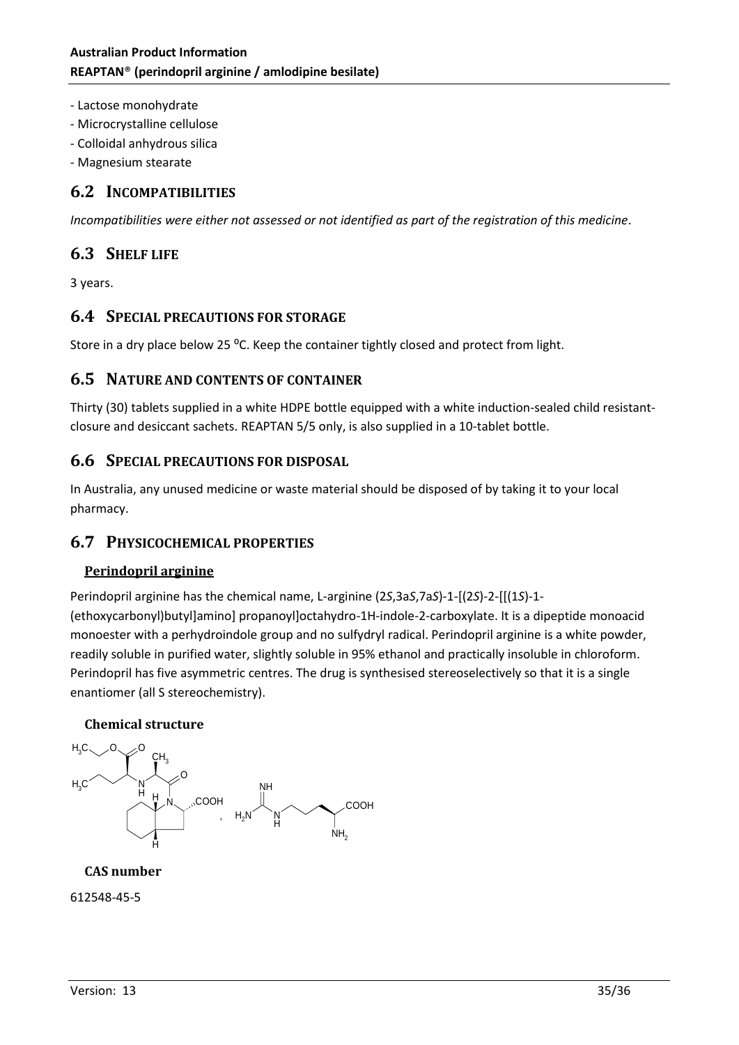- Lactose monohydrate
- Microcrystalline cellulose
- Colloidal anhydrous silica
- Magnesium stearate

## 6.2 INCOMPATIBILITIES

*Incompatibilities were either not assessed or not identified as part of the registration of this medicine*.

## 6.3 SHELF LIFE

3 years.

## 6.4 SPECIAL PRECAUTIONS FOR STORAGE

Store in a dry place below 25 ⁰C. Keep the container tightly closed and protect from light.

## 6.5 NATURE AND CONTENTS OF CONTAINER

Thirty (30) tablets supplied in a white HDPE bottle equipped with a white induction-sealed child resistant-closure and desiccant sachets. REAPTAN 5/5 only, is also supplied in a 10-tablet bottle.

## 6.6 SPECIAL PRECAUTIONS FOR DISPOSAL

In Australia, any unused medicine or waste material should be disposed of by taking it to your local pharmacy.

## 6.7 PHYSICOCHEMICAL PROPERTIES

### Perindopril arginine

Perindopril arginine has the chemical name, L-arginine (2*S*,3a*S*,7a*S*)-1-[(2*S*)-2-[[(1*S*)-1-(ethoxycarbonyl)butyl]amino] propanoyl]octahydro-1H-indole-2-carboxylate. It is a dipeptide monoacid monoester with a perhydroindole group and no sulfydryl radical. Perindopril arginine is a white powder, readily soluble in purified water, slightly soluble in 95% ethanol and practically insoluble in chloroform. Perindopril has five asymmetric centres. The drug is synthesised stereoselectively so that it is a single enantiomer (all S stereochemistry).

#### Chemical structure

#### CAS number

612548-45-5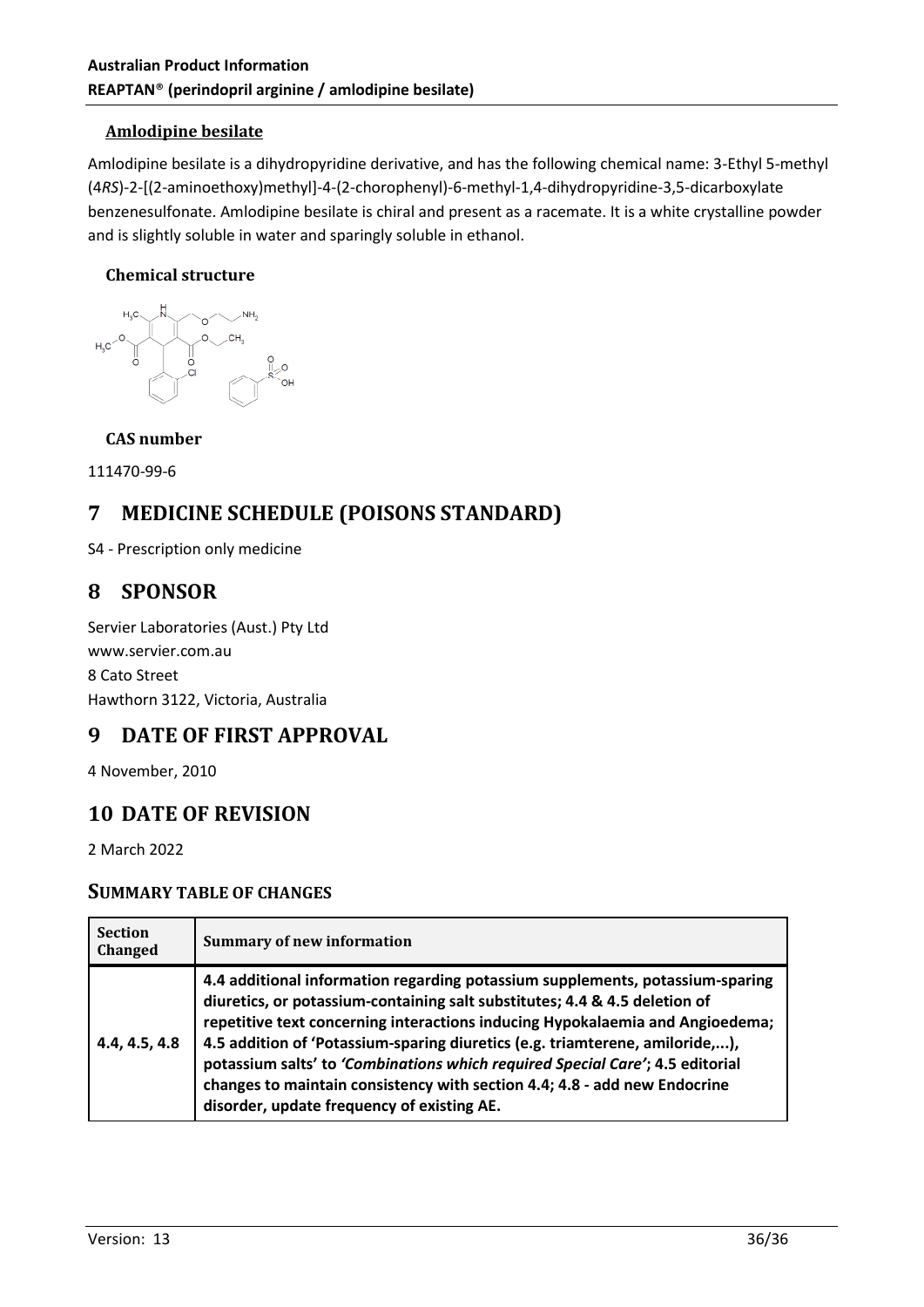### Amlodipine besilate

Amlodipine besilate is a dihydropyridine derivative, and has the following chemical name: 3-Ethyl 5-methyl (4*RS*)-2-[(2-aminoethoxy)methyl]-4-(2-chorophenyl)-6-methyl-1,4-dihydropyridine-3,5-dicarboxylate benzenesulfonate. Amlodipine besilate is chiral and present as a racemate. It is a white crystalline powder and is slightly soluble in water and sparingly soluble in ethanol.

### Chemical structure

### CAS number

111470-99-6

# 7 MEDICINE SCHEDULE (POISONS STANDARD)

S4 - Prescription only medicine

# 8 SPONSOR

Servier Laboratories (Aust.) Pty Ltd
www.servier.com.au
8 Cato Street
Hawthorn 3122, Victoria, Australia

# 9 DATE OF FIRST APPROVAL

4 November, 2010

# 10 DATE OF REVISION

2 March 2022

## SUMMARY TABLE OF CHANGES

| Section Changed | Summary of new information |
|---|---|
| **4.4, 4.5, 4.8** | **4.4 additional information regarding potassium supplements, potassium-sparing diuretics, or potassium-containing salt substitutes; 4.4 & 4.5 deletion of repetitive text concerning interactions inducing Hypokalaemia and Angioedema; 4.5 addition of 'Potassium-sparing diuretics (e.g. triamterene, amiloride,...), potassium salts' to *'Combinations which required Special Care'*; 4.5 editorial changes to maintain consistency with section 4.4; 4.8 - add new Endocrine disorder, update frequency of existing AE.** |